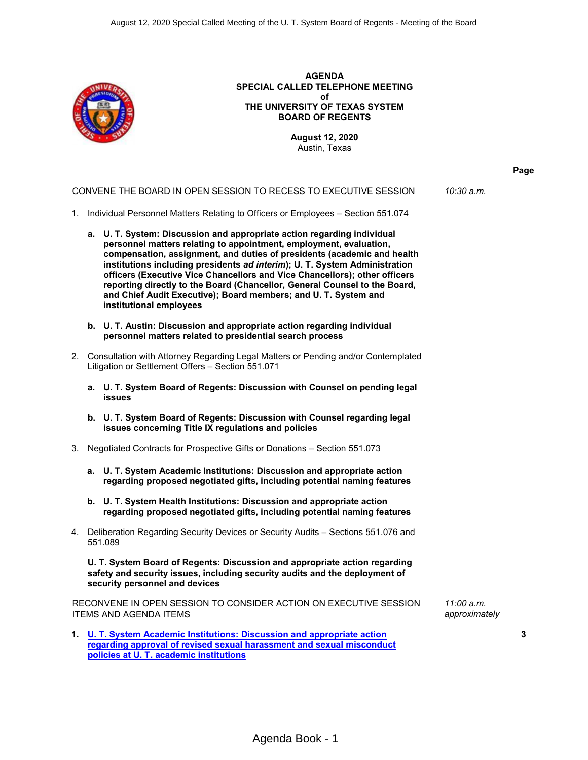# AGENDA
## SPECIAL CALLED TELEPHONE MEETING
## of
## THE UNIVERSITY OF TEXAS SYSTEM
## BOARD OF REGENTS

**August 12, 2020**
Austin, Texas

**Page**

CONVENE THE BOARD IN OPEN SESSION TO RECESS TO EXECUTIVE SESSION — *10:30 a.m.*

1. Individual Personnel Matters Relating to Officers or Employees – Section 551.074

   a. **U. T. System: Discussion and appropriate action regarding individual personnel matters relating to appointment, employment, evaluation, compensation, assignment, and duties of presidents (academic and health institutions including presidents *ad interim*); U. T. System Administration officers (Executive Vice Chancellors and Vice Chancellors); other officers reporting directly to the Board (Chancellor, General Counsel to the Board, and Chief Audit Executive); Board members; and U. T. System and institutional employees**

   b. **U. T. Austin: Discussion and appropriate action regarding individual personnel matters related to presidential search process**

2. Consultation with Attorney Regarding Legal Matters or Pending and/or Contemplated Litigation or Settlement Offers – Section 551.071

   a. **U. T. System Board of Regents: Discussion with Counsel on pending legal issues**

   b. **U. T. System Board of Regents: Discussion with Counsel regarding legal issues concerning Title IX regulations and policies**

3. Negotiated Contracts for Prospective Gifts or Donations – Section 551.073

   a. **U. T. System Academic Institutions: Discussion and appropriate action regarding proposed negotiated gifts, including potential naming features**

   b. **U. T. System Health Institutions: Discussion and appropriate action regarding proposed negotiated gifts, including potential naming features**

4. Deliberation Regarding Security Devices or Security Audits – Sections 551.076 and 551.089

   **U. T. System Board of Regents: Discussion and appropriate action regarding safety and security issues, including security audits and the deployment of security personnel and devices**

RECONVENE IN OPEN SESSION TO CONSIDER ACTION ON EXECUTIVE SESSION ITEMS AND AGENDA ITEMS — *11:00 a.m. approximately*

1. **U. T. System Academic Institutions: Discussion and appropriate action regarding approval of revised sexual harassment and sexual misconduct policies at U. T. academic institutions** — 3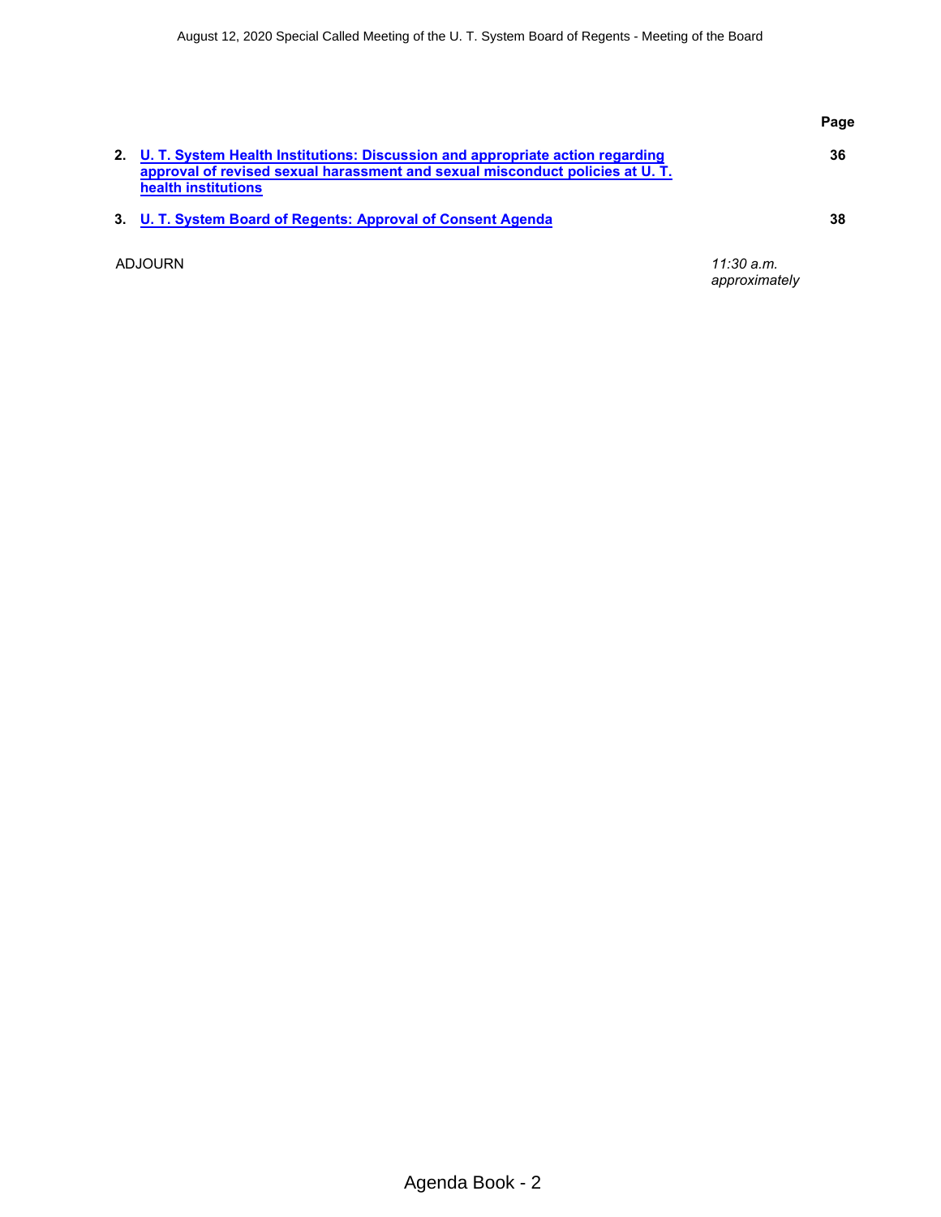| | | Page |
|---|---|---|
| 2. | **U. T. System Health Institutions: Discussion and appropriate action regarding approval of revised sexual harassment and sexual misconduct policies at U. T. health institutions** | **36** |
| 3. | **U. T. System Board of Regents: Approval of Consent Agenda** | **38** |

ADJOURN *11:30 a.m. approximately*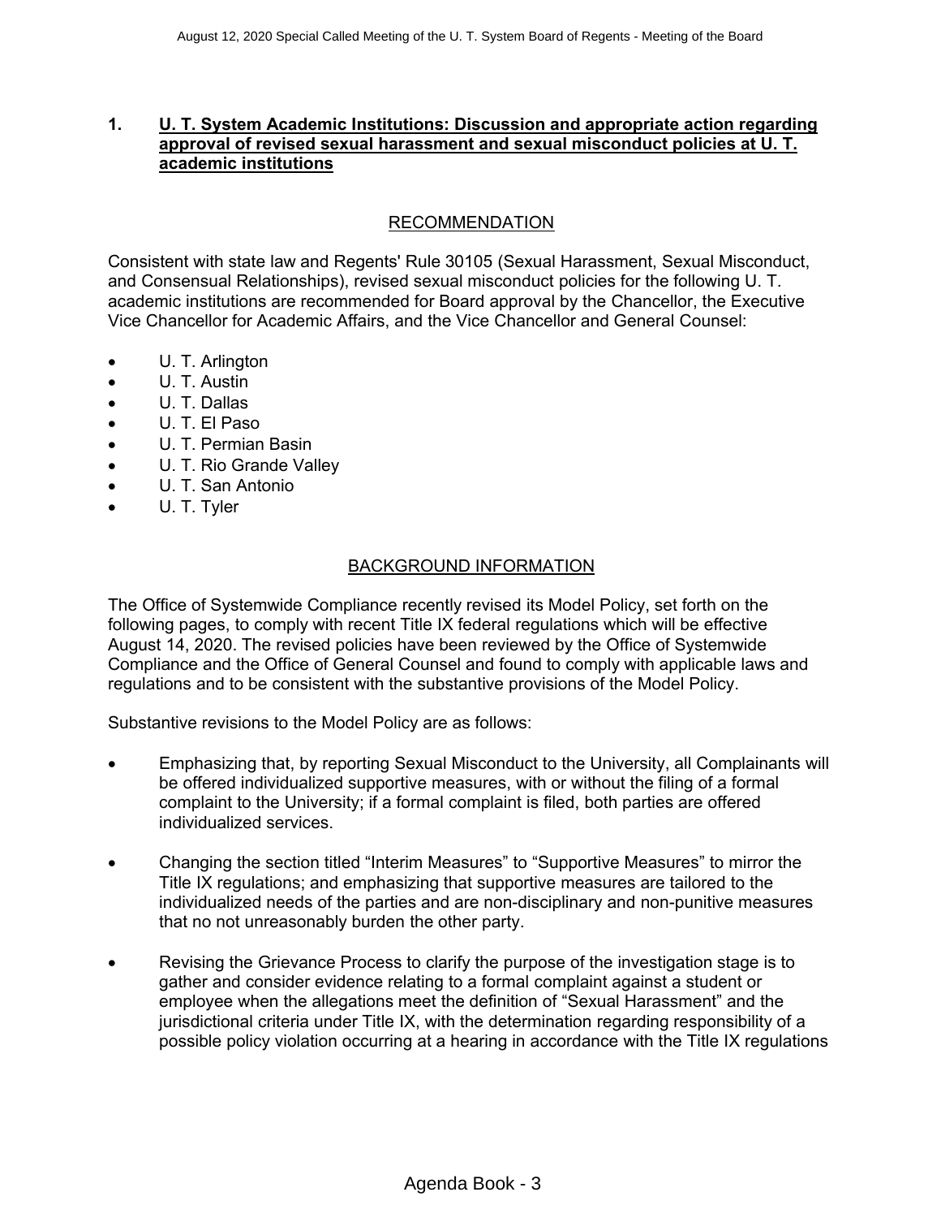## 1. U. T. System Academic Institutions: Discussion and appropriate action regarding approval of revised sexual harassment and sexual misconduct policies at U. T. academic institutions

### RECOMMENDATION

Consistent with state law and Regents' Rule 30105 (Sexual Harassment, Sexual Misconduct, and Consensual Relationships), revised sexual misconduct policies for the following U. T. academic institutions are recommended for Board approval by the Chancellor, the Executive Vice Chancellor for Academic Affairs, and the Vice Chancellor and General Counsel:

- U. T. Arlington
- U. T. Austin
- U. T. Dallas
- U. T. El Paso
- U. T. Permian Basin
- U. T. Rio Grande Valley
- U. T. San Antonio
- U. T. Tyler

### BACKGROUND INFORMATION

The Office of Systemwide Compliance recently revised its Model Policy, set forth on the following pages, to comply with recent Title IX federal regulations which will be effective August 14, 2020. The revised policies have been reviewed by the Office of Systemwide Compliance and the Office of General Counsel and found to comply with applicable laws and regulations and to be consistent with the substantive provisions of the Model Policy.

Substantive revisions to the Model Policy are as follows:

- Emphasizing that, by reporting Sexual Misconduct to the University, all Complainants will be offered individualized supportive measures, with or without the filing of a formal complaint to the University; if a formal complaint is filed, both parties are offered individualized services.
- Changing the section titled "Interim Measures" to "Supportive Measures" to mirror the Title IX regulations; and emphasizing that supportive measures are tailored to the individualized needs of the parties and are non-disciplinary and non-punitive measures that no not unreasonably burden the other party.
- Revising the Grievance Process to clarify the purpose of the investigation stage is to gather and consider evidence relating to a formal complaint against a student or employee when the allegations meet the definition of "Sexual Harassment" and the jurisdictional criteria under Title IX, with the determination regarding responsibility of a possible policy violation occurring at a hearing in accordance with the Title IX regulations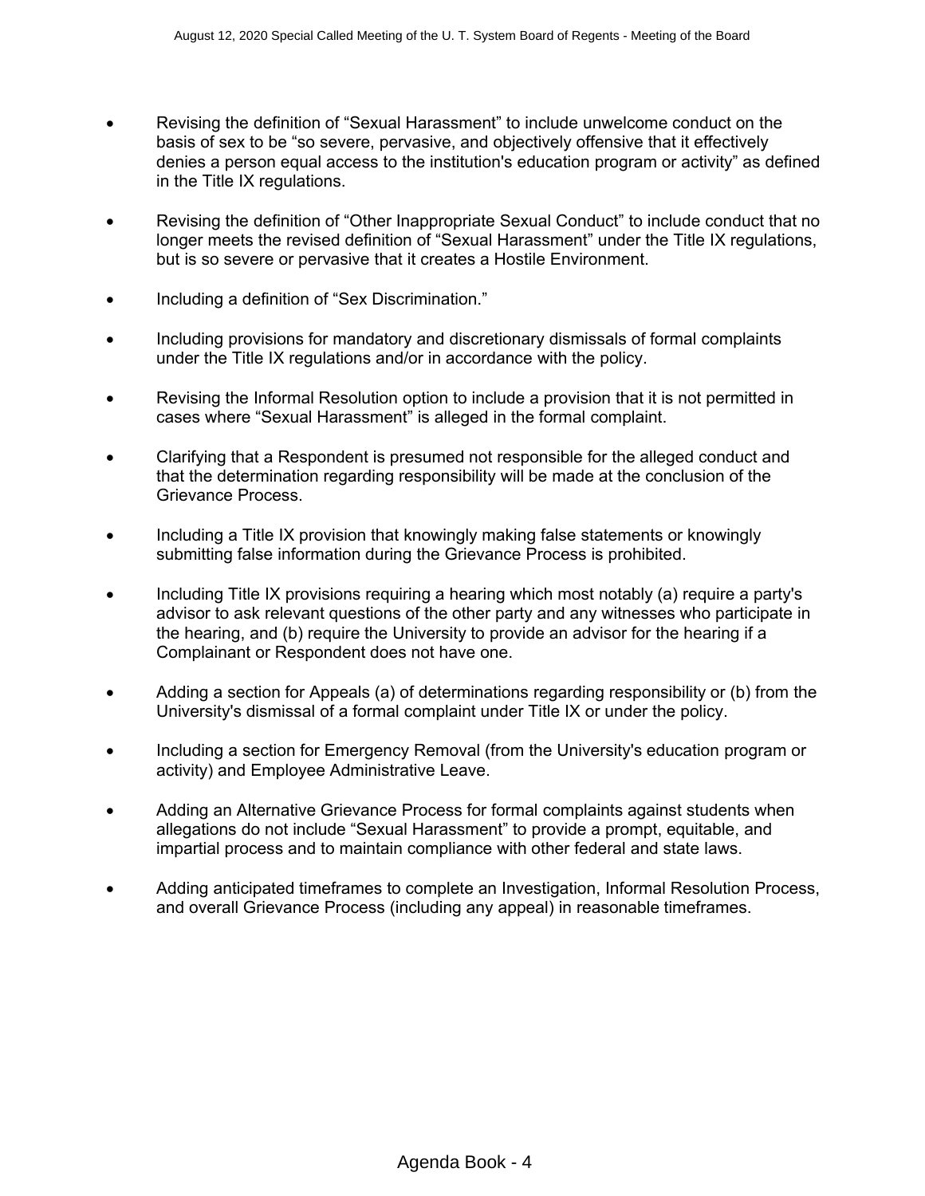- Revising the definition of "Sexual Harassment" to include unwelcome conduct on the basis of sex to be "so severe, pervasive, and objectively offensive that it effectively denies a person equal access to the institution's education program or activity" as defined in the Title IX regulations.

- Revising the definition of "Other Inappropriate Sexual Conduct" to include conduct that no longer meets the revised definition of "Sexual Harassment" under the Title IX regulations, but is so severe or pervasive that it creates a Hostile Environment.

- Including a definition of "Sex Discrimination."

- Including provisions for mandatory and discretionary dismissals of formal complaints under the Title IX regulations and/or in accordance with the policy.

- Revising the Informal Resolution option to include a provision that it is not permitted in cases where "Sexual Harassment" is alleged in the formal complaint.

- Clarifying that a Respondent is presumed not responsible for the alleged conduct and that the determination regarding responsibility will be made at the conclusion of the Grievance Process.

- Including a Title IX provision that knowingly making false statements or knowingly submitting false information during the Grievance Process is prohibited.

- Including Title IX provisions requiring a hearing which most notably (a) require a party's advisor to ask relevant questions of the other party and any witnesses who participate in the hearing, and (b) require the University to provide an advisor for the hearing if a Complainant or Respondent does not have one.

- Adding a section for Appeals (a) of determinations regarding responsibility or (b) from the University's dismissal of a formal complaint under Title IX or under the policy.

- Including a section for Emergency Removal (from the University's education program or activity) and Employee Administrative Leave.

- Adding an Alternative Grievance Process for formal complaints against students when allegations do not include "Sexual Harassment" to provide a prompt, equitable, and impartial process and to maintain compliance with other federal and state laws.

- Adding anticipated timeframes to complete an Investigation, Informal Resolution Process, and overall Grievance Process (including any appeal) in reasonable timeframes.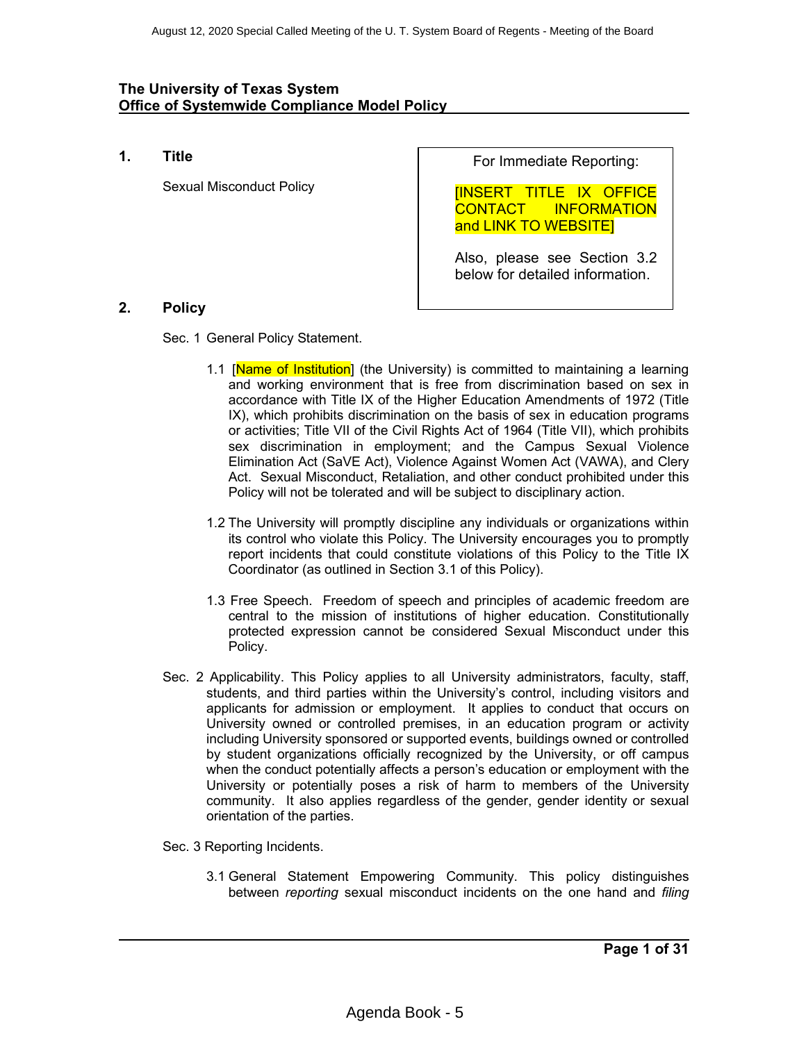**The University of Texas System**
**Office of Systemwide Compliance Model Policy**

## 1. Title

Sexual Misconduct Policy

> For Immediate Reporting:
>
> [INSERT TITLE IX OFFICE CONTACT INFORMATION and LINK TO WEBSITE]
>
> Also, please see Section 3.2 below for detailed information.

## 2. Policy

Sec. 1 General Policy Statement.

1.1 [Name of Institution] (the University) is committed to maintaining a learning and working environment that is free from discrimination based on sex in accordance with Title IX of the Higher Education Amendments of 1972 (Title IX), which prohibits discrimination on the basis of sex in education programs or activities; Title VII of the Civil Rights Act of 1964 (Title VII), which prohibits sex discrimination in employment; and the Campus Sexual Violence Elimination Act (SaVE Act), Violence Against Women Act (VAWA), and Clery Act. Sexual Misconduct, Retaliation, and other conduct prohibited under this Policy will not be tolerated and will be subject to disciplinary action.

1.2 The University will promptly discipline any individuals or organizations within its control who violate this Policy. The University encourages you to promptly report incidents that could constitute violations of this Policy to the Title IX Coordinator (as outlined in Section 3.1 of this Policy).

1.3 Free Speech. Freedom of speech and principles of academic freedom are central to the mission of institutions of higher education. Constitutionally protected expression cannot be considered Sexual Misconduct under this Policy.

Sec. 2 Applicability. This Policy applies to all University administrators, faculty, staff, students, and third parties within the University's control, including visitors and applicants for admission or employment. It applies to conduct that occurs on University owned or controlled premises, in an education program or activity including University sponsored or supported events, buildings owned or controlled by student organizations officially recognized by the University, or off campus when the conduct potentially affects a person's education or employment with the University or potentially poses a risk of harm to members of the University community. It also applies regardless of the gender, gender identity or sexual orientation of the parties.

Sec. 3 Reporting Incidents.

3.1 General Statement Empowering Community. This policy distinguishes between *reporting* sexual misconduct incidents on the one hand and *filing*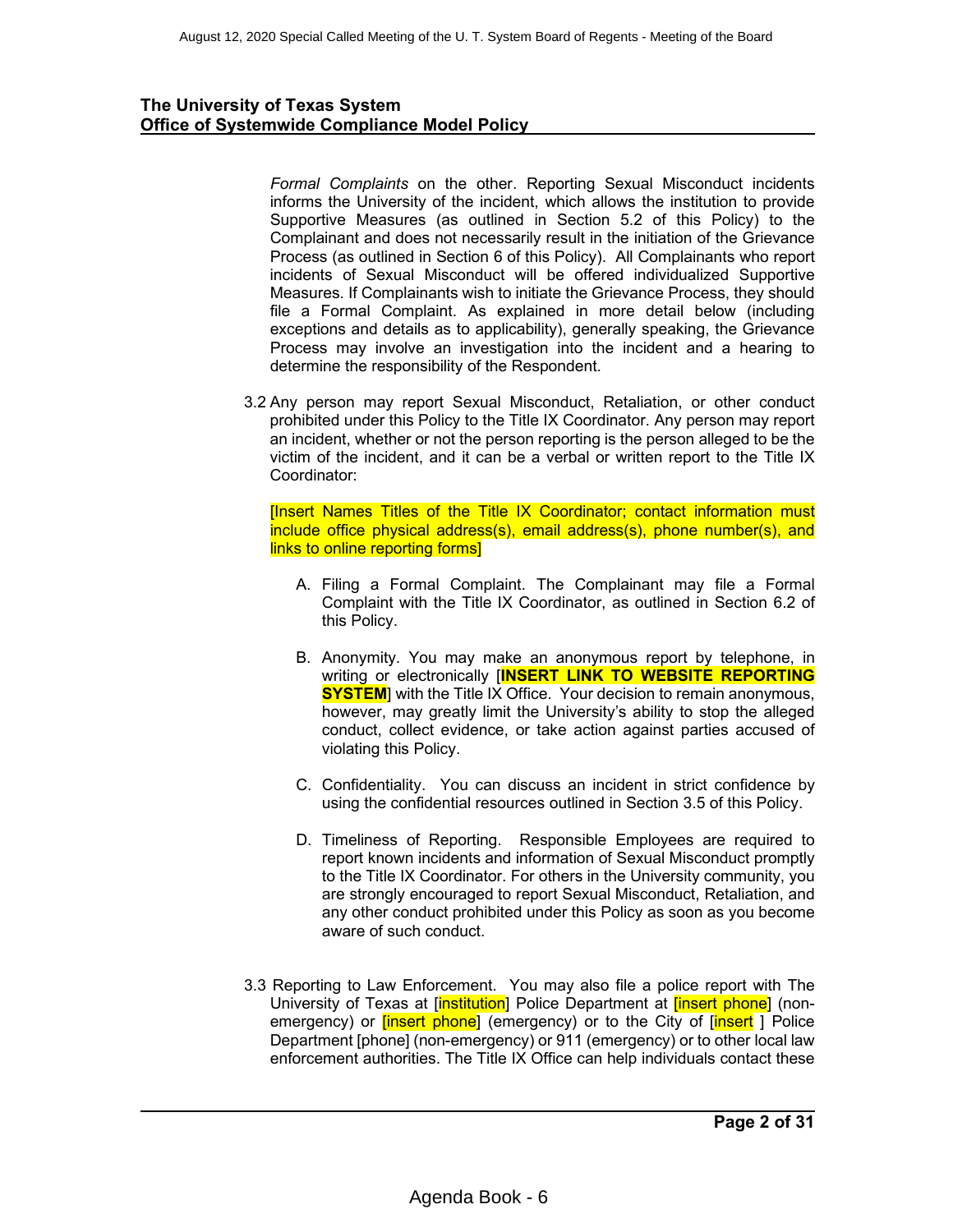*Formal Complaints* on the other. Reporting Sexual Misconduct incidents informs the University of the incident, which allows the institution to provide Supportive Measures (as outlined in Section 5.2 of this Policy) to the Complainant and does not necessarily result in the initiation of the Grievance Process (as outlined in Section 6 of this Policy). All Complainants who report incidents of Sexual Misconduct will be offered individualized Supportive Measures. If Complainants wish to initiate the Grievance Process, they should file a Formal Complaint. As explained in more detail below (including exceptions and details as to applicability), generally speaking, the Grievance Process may involve an investigation into the incident and a hearing to determine the responsibility of the Respondent.

3.2 Any person may report Sexual Misconduct, Retaliation, or other conduct prohibited under this Policy to the Title IX Coordinator. Any person may report an incident, whether or not the person reporting is the person alleged to be the victim of the incident, and it can be a verbal or written report to the Title IX Coordinator:

[Insert Names Titles of the Title IX Coordinator; contact information must include office physical address(s), email address(s), phone number(s), and links to online reporting forms]

A. Filing a Formal Complaint. The Complainant may file a Formal Complaint with the Title IX Coordinator, as outlined in Section 6.2 of this Policy.

B. Anonymity. You may make an anonymous report by telephone, in writing or electronically [**INSERT LINK TO WEBSITE REPORTING SYSTEM**] with the Title IX Office. Your decision to remain anonymous, however, may greatly limit the University's ability to stop the alleged conduct, collect evidence, or take action against parties accused of violating this Policy.

C. Confidentiality. You can discuss an incident in strict confidence by using the confidential resources outlined in Section 3.5 of this Policy.

D. Timeliness of Reporting. Responsible Employees are required to report known incidents and information of Sexual Misconduct promptly to the Title IX Coordinator. For others in the University community, you are strongly encouraged to report Sexual Misconduct, Retaliation, and any other conduct prohibited under this Policy as soon as you become aware of such conduct.

3.3 Reporting to Law Enforcement. You may also file a police report with The University of Texas at [institution] Police Department at [insert phone] (non-emergency) or [insert phone] (emergency) or to the City of [insert ] Police Department [phone] (non-emergency) or 911 (emergency) or to other local law enforcement authorities. The Title IX Office can help individuals contact these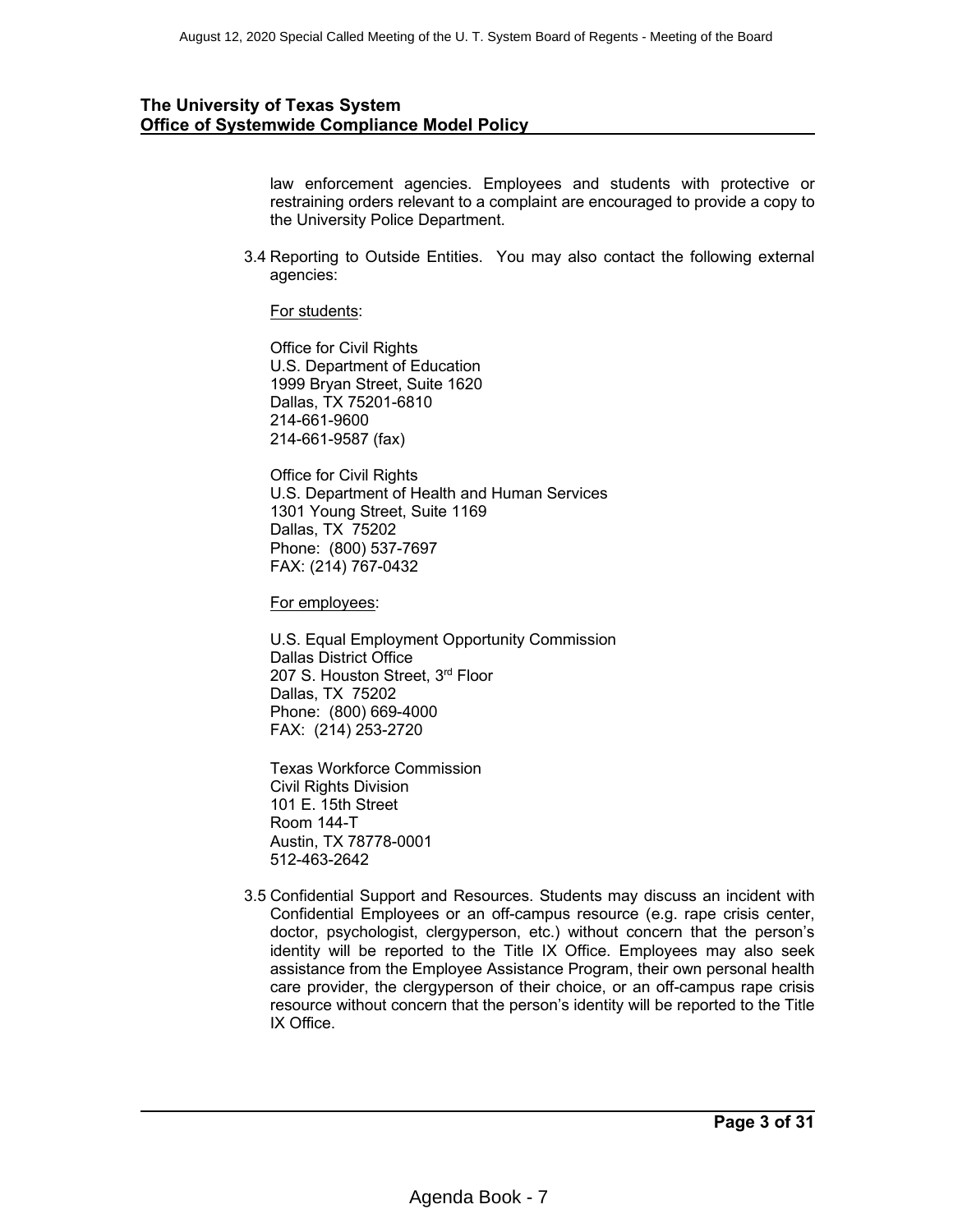law enforcement agencies. Employees and students with protective or restraining orders relevant to a complaint are encouraged to provide a copy to the University Police Department.

3.4 Reporting to Outside Entities. You may also contact the following external agencies:

For students:

Office for Civil Rights
U.S. Department of Education
1999 Bryan Street, Suite 1620
Dallas, TX 75201-6810
214-661-9600
214-661-9587 (fax)

Office for Civil Rights
U.S. Department of Health and Human Services
1301 Young Street, Suite 1169
Dallas, TX 75202
Phone: (800) 537-7697
FAX: (214) 767-0432

For employees:

U.S. Equal Employment Opportunity Commission
Dallas District Office
207 S. Houston Street, 3rd Floor
Dallas, TX 75202
Phone: (800) 669-4000
FAX: (214) 253-2720

Texas Workforce Commission
Civil Rights Division
101 E. 15th Street
Room 144-T
Austin, TX 78778-0001
512-463-2642

3.5 Confidential Support and Resources. Students may discuss an incident with Confidential Employees or an off-campus resource (e.g. rape crisis center, doctor, psychologist, clergyperson, etc.) without concern that the person's identity will be reported to the Title IX Office. Employees may also seek assistance from the Employee Assistance Program, their own personal health care provider, the clergyperson of their choice, or an off-campus rape crisis resource without concern that the person's identity will be reported to the Title IX Office.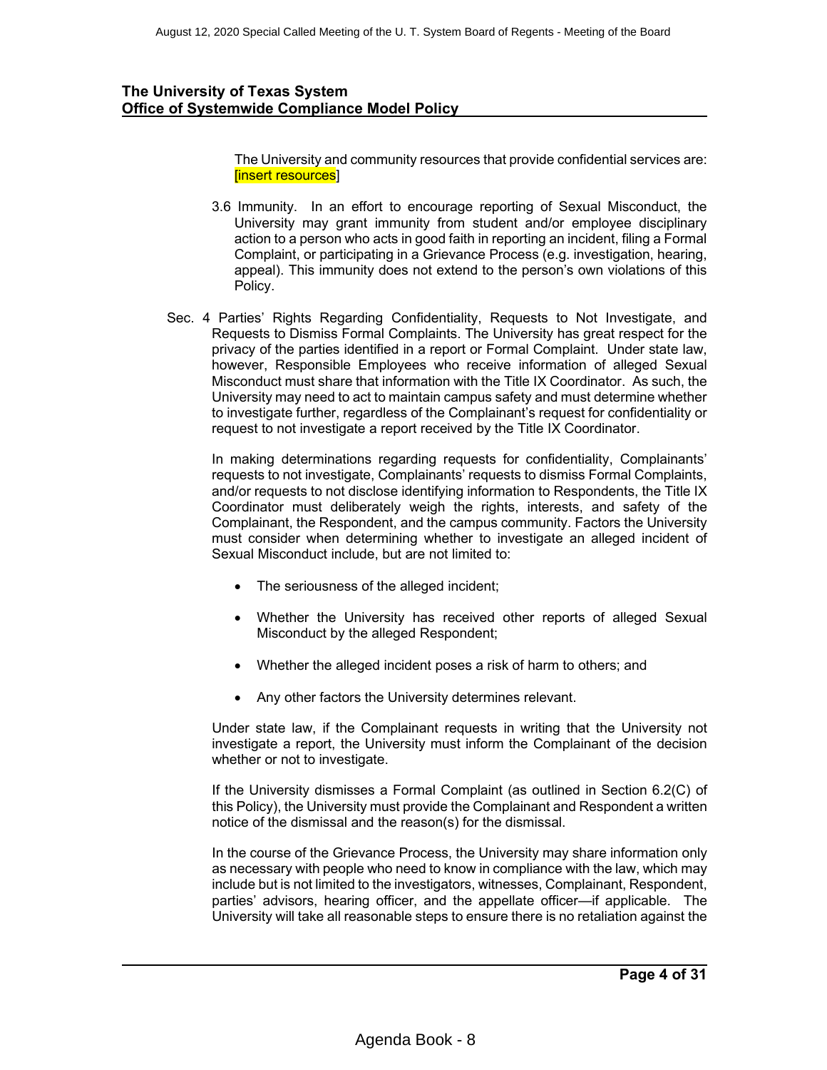The University and community resources that provide confidential services are: [insert resources]

3.6 Immunity. In an effort to encourage reporting of Sexual Misconduct, the University may grant immunity from student and/or employee disciplinary action to a person who acts in good faith in reporting an incident, filing a Formal Complaint, or participating in a Grievance Process (e.g. investigation, hearing, appeal). This immunity does not extend to the person's own violations of this Policy.

Sec. 4 Parties' Rights Regarding Confidentiality, Requests to Not Investigate, and Requests to Dismiss Formal Complaints. The University has great respect for the privacy of the parties identified in a report or Formal Complaint. Under state law, however, Responsible Employees who receive information of alleged Sexual Misconduct must share that information with the Title IX Coordinator. As such, the University may need to act to maintain campus safety and must determine whether to investigate further, regardless of the Complainant's request for confidentiality or request to not investigate a report received by the Title IX Coordinator.

In making determinations regarding requests for confidentiality, Complainants' requests to not investigate, Complainants' requests to dismiss Formal Complaints, and/or requests to not disclose identifying information to Respondents, the Title IX Coordinator must deliberately weigh the rights, interests, and safety of the Complainant, the Respondent, and the campus community. Factors the University must consider when determining whether to investigate an alleged incident of Sexual Misconduct include, but are not limited to:

- The seriousness of the alleged incident;
- Whether the University has received other reports of alleged Sexual Misconduct by the alleged Respondent;
- Whether the alleged incident poses a risk of harm to others; and
- Any other factors the University determines relevant.

Under state law, if the Complainant requests in writing that the University not investigate a report, the University must inform the Complainant of the decision whether or not to investigate.

If the University dismisses a Formal Complaint (as outlined in Section 6.2(C) of this Policy), the University must provide the Complainant and Respondent a written notice of the dismissal and the reason(s) for the dismissal.

In the course of the Grievance Process, the University may share information only as necessary with people who need to know in compliance with the law, which may include but is not limited to the investigators, witnesses, Complainant, Respondent, parties' advisors, hearing officer, and the appellate officer—if applicable. The University will take all reasonable steps to ensure there is no retaliation against the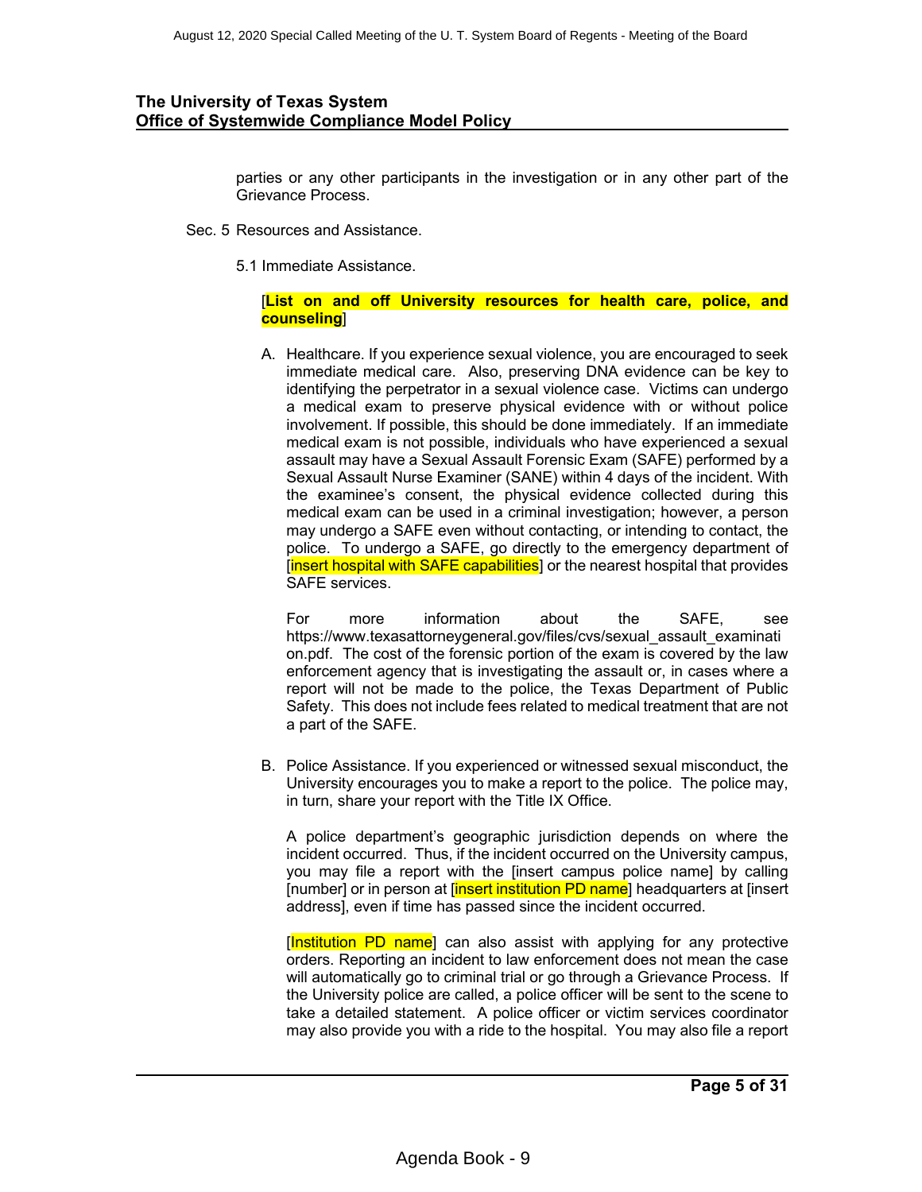**The University of Texas System**
**Office of Systemwide Compliance Model Policy**

parties or any other participants in the investigation or in any other part of the Grievance Process.

Sec. 5 Resources and Assistance.

5.1 Immediate Assistance.

[**List on and off University resources for health care, police, and counseling**]

A. Healthcare. If you experience sexual violence, you are encouraged to seek immediate medical care. Also, preserving DNA evidence can be key to identifying the perpetrator in a sexual violence case. Victims can undergo a medical exam to preserve physical evidence with or without police involvement. If possible, this should be done immediately. If an immediate medical exam is not possible, individuals who have experienced a sexual assault may have a Sexual Assault Forensic Exam (SAFE) performed by a Sexual Assault Nurse Examiner (SANE) within 4 days of the incident. With the examinee's consent, the physical evidence collected during this medical exam can be used in a criminal investigation; however, a person may undergo a SAFE even without contacting, or intending to contact, the police. To undergo a SAFE, go directly to the emergency department of [insert hospital with SAFE capabilities] or the nearest hospital that provides SAFE services.

For more information about the SAFE, see https://www.texasattorneygeneral.gov/files/cvs/sexual_assault_examination.pdf. The cost of the forensic portion of the exam is covered by the law enforcement agency that is investigating the assault or, in cases where a report will not be made to the police, the Texas Department of Public Safety. This does not include fees related to medical treatment that are not a part of the SAFE.

B. Police Assistance. If you experienced or witnessed sexual misconduct, the University encourages you to make a report to the police. The police may, in turn, share your report with the Title IX Office.

A police department's geographic jurisdiction depends on where the incident occurred. Thus, if the incident occurred on the University campus, you may file a report with the [insert campus police name] by calling [number] or in person at [insert institution PD name] headquarters at [insert address], even if time has passed since the incident occurred.

[Institution PD name] can also assist with applying for any protective orders. Reporting an incident to law enforcement does not mean the case will automatically go to criminal trial or go through a Grievance Process. If the University police are called, a police officer will be sent to the scene to take a detailed statement. A police officer or victim services coordinator may also provide you with a ride to the hospital. You may also file a report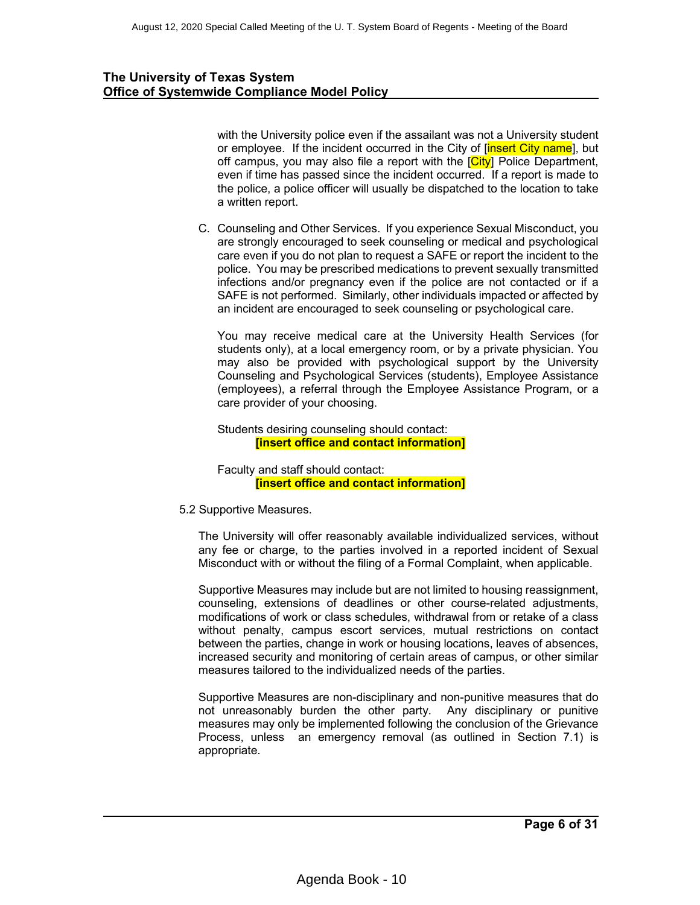with the University police even if the assailant was not a University student or employee. If the incident occurred in the City of [insert City name], but off campus, you may also file a report with the [City] Police Department, even if time has passed since the incident occurred. If a report is made to the police, a police officer will usually be dispatched to the location to take a written report.

C. Counseling and Other Services. If you experience Sexual Misconduct, you are strongly encouraged to seek counseling or medical and psychological care even if you do not plan to request a SAFE or report the incident to the police. You may be prescribed medications to prevent sexually transmitted infections and/or pregnancy even if the police are not contacted or if a SAFE is not performed. Similarly, other individuals impacted or affected by an incident are encouraged to seek counseling or psychological care.

You may receive medical care at the University Health Services (for students only), at a local emergency room, or by a private physician. You may also be provided with psychological support by the University Counseling and Psychological Services (students), Employee Assistance (employees), a referral through the Employee Assistance Program, or a care provider of your choosing.

Students desiring counseling should contact:
**[insert office and contact information]**

Faculty and staff should contact:
**[insert office and contact information]**

5.2 Supportive Measures.

The University will offer reasonably available individualized services, without any fee or charge, to the parties involved in a reported incident of Sexual Misconduct with or without the filing of a Formal Complaint, when applicable.

Supportive Measures may include but are not limited to housing reassignment, counseling, extensions of deadlines or other course-related adjustments, modifications of work or class schedules, withdrawal from or retake of a class without penalty, campus escort services, mutual restrictions on contact between the parties, change in work or housing locations, leaves of absences, increased security and monitoring of certain areas of campus, or other similar measures tailored to the individualized needs of the parties.

Supportive Measures are non-disciplinary and non-punitive measures that do not unreasonably burden the other party. Any disciplinary or punitive measures may only be implemented following the conclusion of the Grievance Process, unless an emergency removal (as outlined in Section 7.1) is appropriate.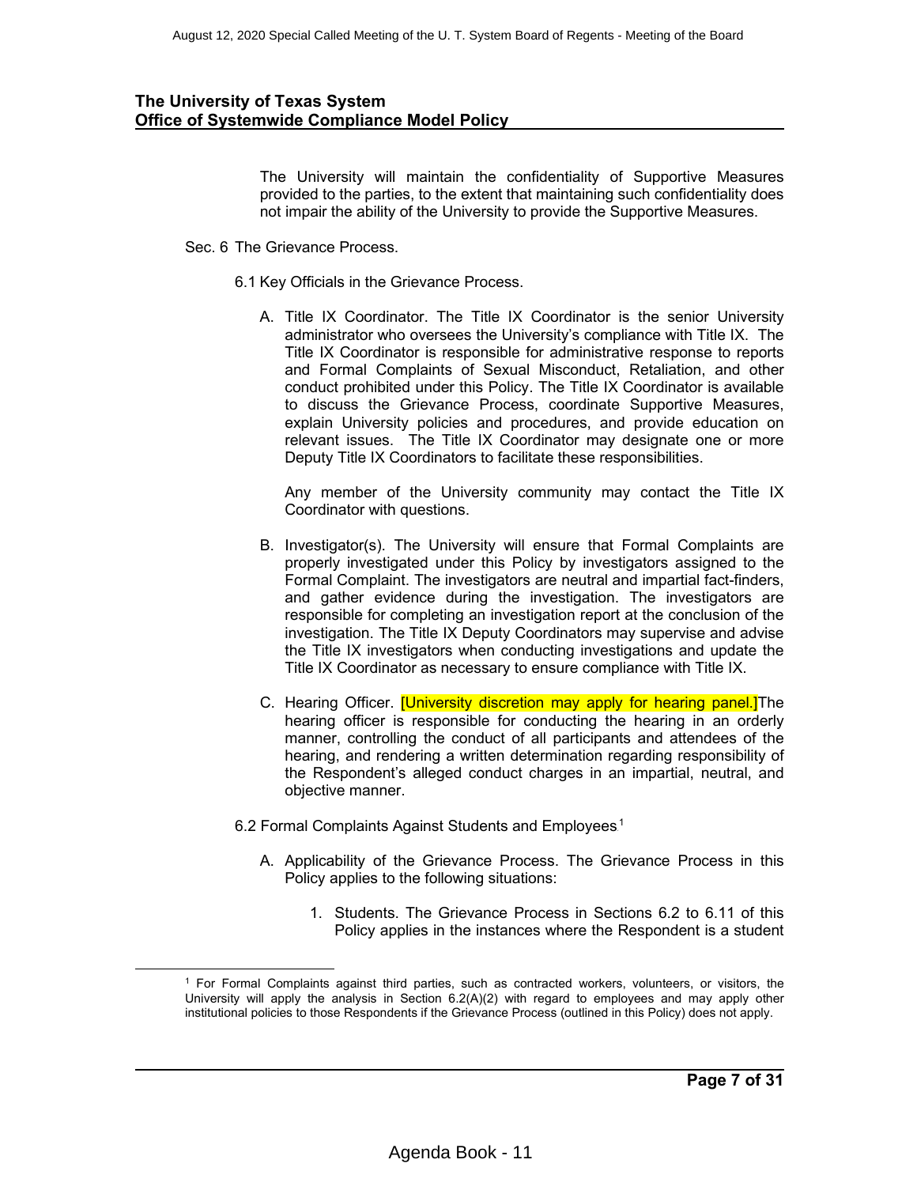The University will maintain the confidentiality of Supportive Measures provided to the parties, to the extent that maintaining such confidentiality does not impair the ability of the University to provide the Supportive Measures.

Sec. 6 The Grievance Process.

6.1 Key Officials in the Grievance Process.

A. Title IX Coordinator. The Title IX Coordinator is the senior University administrator who oversees the University's compliance with Title IX. The Title IX Coordinator is responsible for administrative response to reports and Formal Complaints of Sexual Misconduct, Retaliation, and other conduct prohibited under this Policy. The Title IX Coordinator is available to discuss the Grievance Process, coordinate Supportive Measures, explain University policies and procedures, and provide education on relevant issues. The Title IX Coordinator may designate one or more Deputy Title IX Coordinators to facilitate these responsibilities.

   Any member of the University community may contact the Title IX Coordinator with questions.

B. Investigator(s). The University will ensure that Formal Complaints are properly investigated under this Policy by investigators assigned to the Formal Complaint. The investigators are neutral and impartial fact-finders, and gather evidence during the investigation. The investigators are responsible for completing an investigation report at the conclusion of the investigation. The Title IX Deputy Coordinators may supervise and advise the Title IX investigators when conducting investigations and update the Title IX Coordinator as necessary to ensure compliance with Title IX.

C. Hearing Officer. [University discretion may apply for hearing panel.]The hearing officer is responsible for conducting the hearing in an orderly manner, controlling the conduct of all participants and attendees of the hearing, and rendering a written determination regarding responsibility of the Respondent's alleged conduct charges in an impartial, neutral, and objective manner.

6.2 Formal Complaints Against Students and Employees[1]

A. Applicability of the Grievance Process. The Grievance Process in this Policy applies to the following situations:

   1. Students. The Grievance Process in Sections 6.2 to 6.11 of this Policy applies in the instances where the Respondent is a student

[1] For Formal Complaints against third parties, such as contracted workers, volunteers, or visitors, the University will apply the analysis in Section 6.2(A)(2) with regard to employees and may apply other institutional policies to those Respondents if the Grievance Process (outlined in this Policy) does not apply.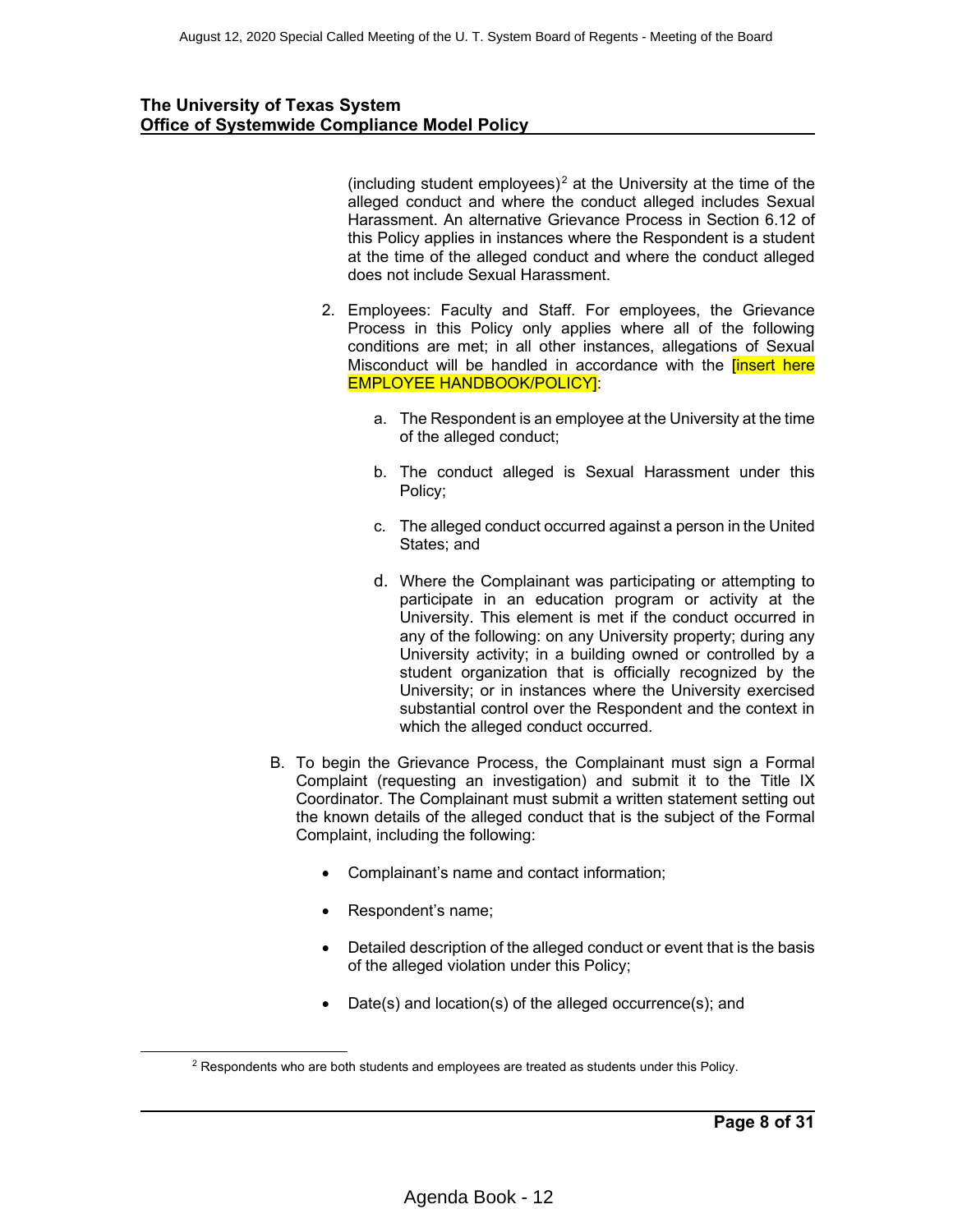**The University of Texas System**
**Office of Systemwide Compliance Model Policy**

(including student employees)[2] at the University at the time of the alleged conduct and where the conduct alleged includes Sexual Harassment. An alternative Grievance Process in Section 6.12 of this Policy applies in instances where the Respondent is a student at the time of the alleged conduct and where the conduct alleged does not include Sexual Harassment.

2. Employees: Faculty and Staff. For employees, the Grievance Process in this Policy only applies where all of the following conditions are met; in all other instances, allegations of Sexual Misconduct will be handled in accordance with the [insert here EMPLOYEE HANDBOOK/POLICY]:

   a. The Respondent is an employee at the University at the time of the alleged conduct;

   b. The conduct alleged is Sexual Harassment under this Policy;

   c. The alleged conduct occurred against a person in the United States; and

   d. Where the Complainant was participating or attempting to participate in an education program or activity at the University. This element is met if the conduct occurred in any of the following: on any University property; during any University activity; in a building owned or controlled by a student organization that is officially recognized by the University; or in instances where the University exercised substantial control over the Respondent and the context in which the alleged conduct occurred.

B. To begin the Grievance Process, the Complainant must sign a Formal Complaint (requesting an investigation) and submit it to the Title IX Coordinator. The Complainant must submit a written statement setting out the known details of the alleged conduct that is the subject of the Formal Complaint, including the following:

- Complainant's name and contact information;
- Respondent's name;
- Detailed description of the alleged conduct or event that is the basis of the alleged violation under this Policy;
- Date(s) and location(s) of the alleged occurrence(s); and

[2] Respondents who are both students and employees are treated as students under this Policy.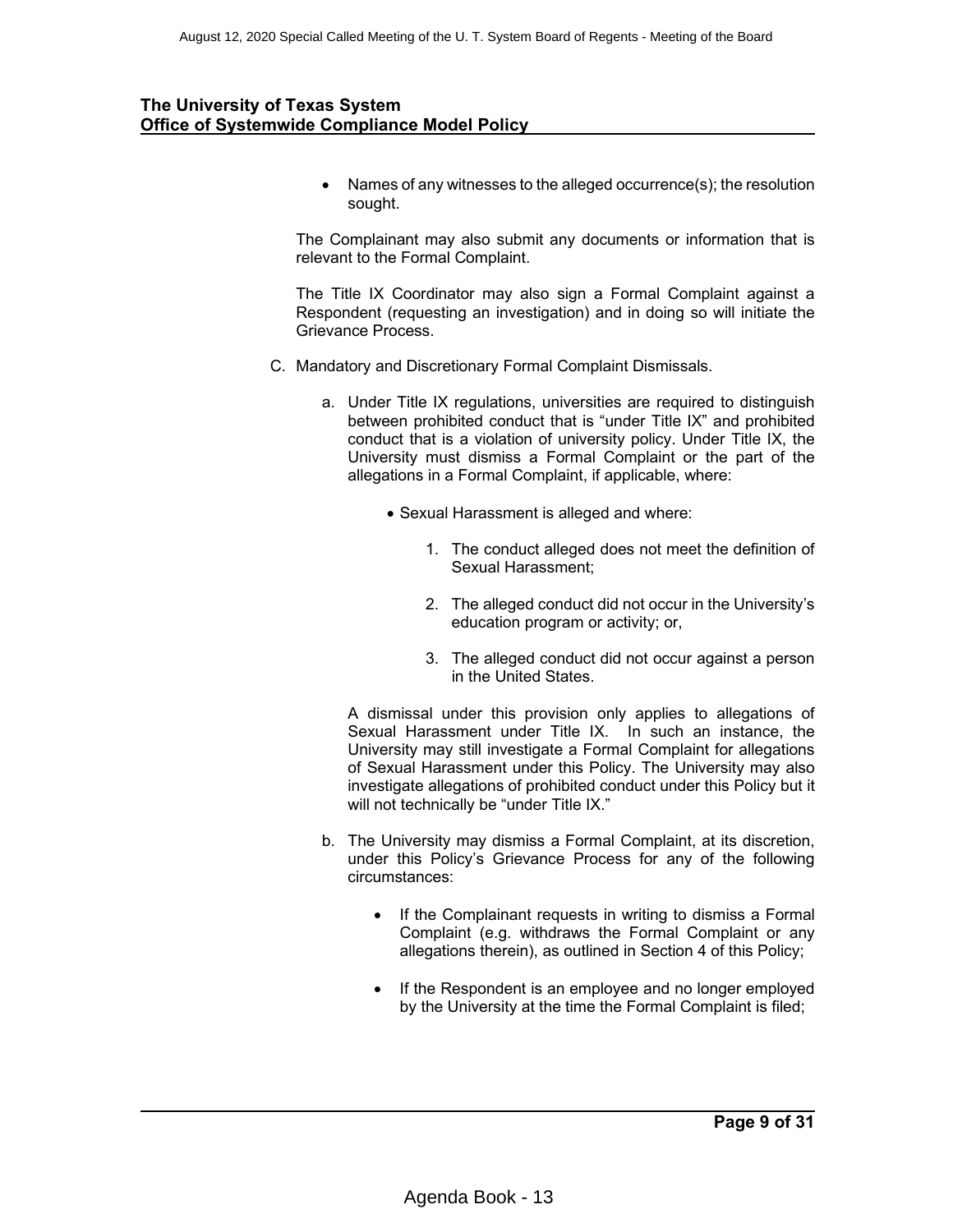- Names of any witnesses to the alleged occurrence(s); the resolution sought.

The Complainant may also submit any documents or information that is relevant to the Formal Complaint.

The Title IX Coordinator may also sign a Formal Complaint against a Respondent (requesting an investigation) and in doing so will initiate the Grievance Process.

C. Mandatory and Discretionary Formal Complaint Dismissals.

a. Under Title IX regulations, universities are required to distinguish between prohibited conduct that is "under Title IX" and prohibited conduct that is a violation of university policy. Under Title IX, the University must dismiss a Formal Complaint or the part of the allegations in a Formal Complaint, if applicable, where:

- Sexual Harassment is alleged and where:

  1. The conduct alleged does not meet the definition of Sexual Harassment;
  2. The alleged conduct did not occur in the University's education program or activity; or,
  3. The alleged conduct did not occur against a person in the United States.

A dismissal under this provision only applies to allegations of Sexual Harassment under Title IX. In such an instance, the University may still investigate a Formal Complaint for allegations of Sexual Harassment under this Policy. The University may also investigate allegations of prohibited conduct under this Policy but it will not technically be "under Title IX."

b. The University may dismiss a Formal Complaint, at its discretion, under this Policy's Grievance Process for any of the following circumstances:

- If the Complainant requests in writing to dismiss a Formal Complaint (e.g. withdraws the Formal Complaint or any allegations therein), as outlined in Section 4 of this Policy;
- If the Respondent is an employee and no longer employed by the University at the time the Formal Complaint is filed;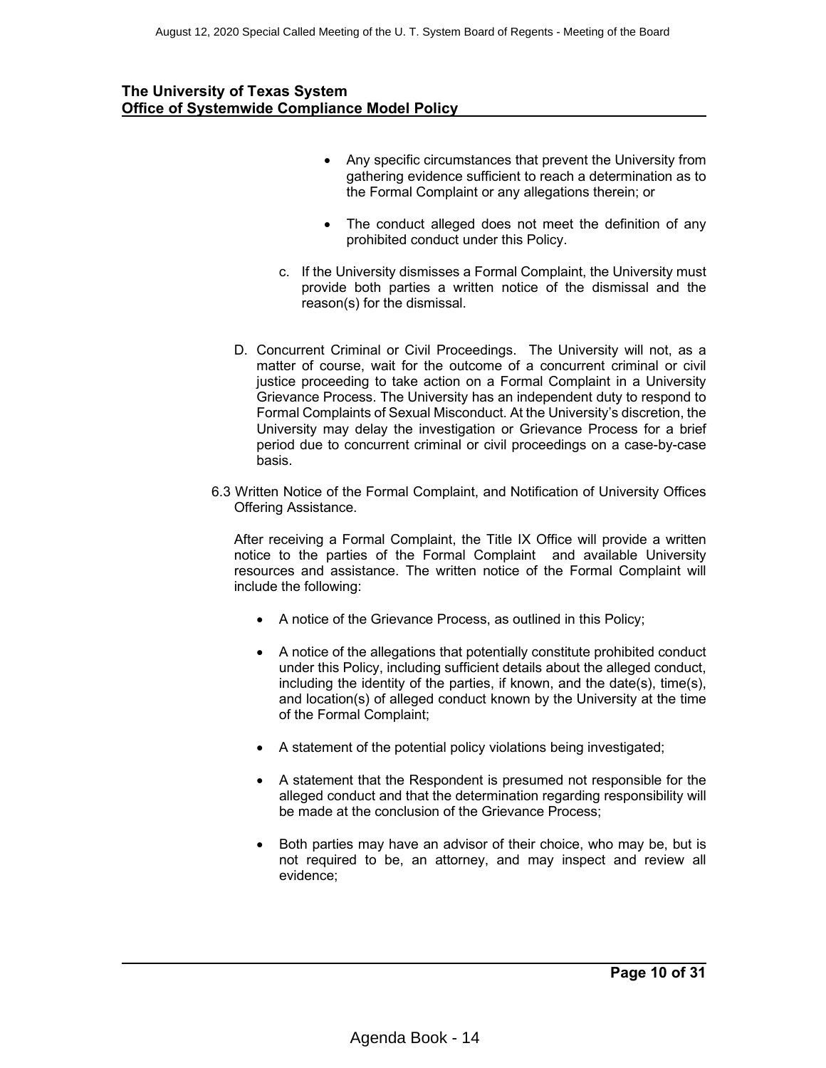- Any specific circumstances that prevent the University from gathering evidence sufficient to reach a determination as to the Formal Complaint or any allegations therein; or

- The conduct alleged does not meet the definition of any prohibited conduct under this Policy.

c. If the University dismisses a Formal Complaint, the University must provide both parties a written notice of the dismissal and the reason(s) for the dismissal.

D. Concurrent Criminal or Civil Proceedings. The University will not, as a matter of course, wait for the outcome of a concurrent criminal or civil justice proceeding to take action on a Formal Complaint in a University Grievance Process. The University has an independent duty to respond to Formal Complaints of Sexual Misconduct. At the University's discretion, the University may delay the investigation or Grievance Process for a brief period due to concurrent criminal or civil proceedings on a case-by-case basis.

6.3 Written Notice of the Formal Complaint, and Notification of University Offices Offering Assistance.

After receiving a Formal Complaint, the Title IX Office will provide a written notice to the parties of the Formal Complaint and available University resources and assistance. The written notice of the Formal Complaint will include the following:

- A notice of the Grievance Process, as outlined in this Policy;

- A notice of the allegations that potentially constitute prohibited conduct under this Policy, including sufficient details about the alleged conduct, including the identity of the parties, if known, and the date(s), time(s), and location(s) of alleged conduct known by the University at the time of the Formal Complaint;

- A statement of the potential policy violations being investigated;

- A statement that the Respondent is presumed not responsible for the alleged conduct and that the determination regarding responsibility will be made at the conclusion of the Grievance Process;

- Both parties may have an advisor of their choice, who may be, but is not required to be, an attorney, and may inspect and review all evidence;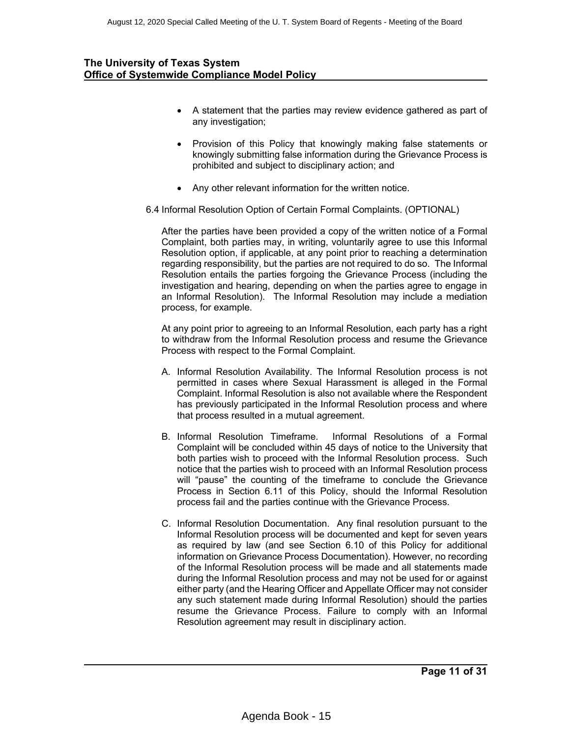- A statement that the parties may review evidence gathered as part of any investigation;
- Provision of this Policy that knowingly making false statements or knowingly submitting false information during the Grievance Process is prohibited and subject to disciplinary action; and
- Any other relevant information for the written notice.

6.4 Informal Resolution Option of Certain Formal Complaints. (OPTIONAL)

After the parties have been provided a copy of the written notice of a Formal Complaint, both parties may, in writing, voluntarily agree to use this Informal Resolution option, if applicable, at any point prior to reaching a determination regarding responsibility, but the parties are not required to do so. The Informal Resolution entails the parties forgoing the Grievance Process (including the investigation and hearing, depending on when the parties agree to engage in an Informal Resolution). The Informal Resolution may include a mediation process, for example.

At any point prior to agreeing to an Informal Resolution, each party has a right to withdraw from the Informal Resolution process and resume the Grievance Process with respect to the Formal Complaint.

A. Informal Resolution Availability. The Informal Resolution process is not permitted in cases where Sexual Harassment is alleged in the Formal Complaint. Informal Resolution is also not available where the Respondent has previously participated in the Informal Resolution process and where that process resulted in a mutual agreement.

B. Informal Resolution Timeframe. Informal Resolutions of a Formal Complaint will be concluded within 45 days of notice to the University that both parties wish to proceed with the Informal Resolution process. Such notice that the parties wish to proceed with an Informal Resolution process will "pause" the counting of the timeframe to conclude the Grievance Process in Section 6.11 of this Policy, should the Informal Resolution process fail and the parties continue with the Grievance Process.

C. Informal Resolution Documentation. Any final resolution pursuant to the Informal Resolution process will be documented and kept for seven years as required by law (and see Section 6.10 of this Policy for additional information on Grievance Process Documentation). However, no recording of the Informal Resolution process will be made and all statements made during the Informal Resolution process and may not be used for or against either party (and the Hearing Officer and Appellate Officer may not consider any such statement made during Informal Resolution) should the parties resume the Grievance Process. Failure to comply with an Informal Resolution agreement may result in disciplinary action.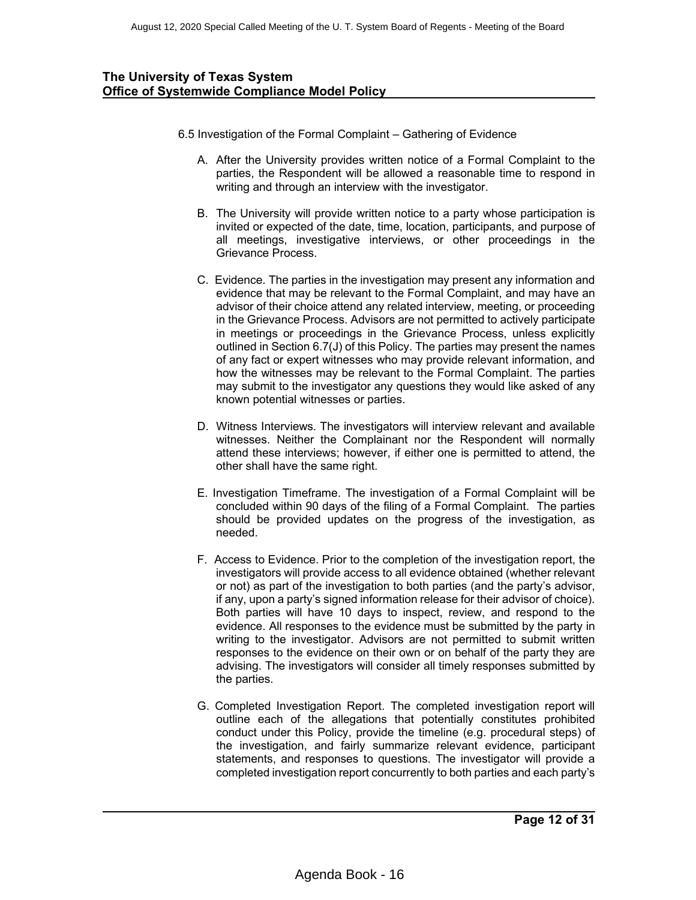**The University of Texas System**
**Office of Systemwide Compliance Model Policy**

6.5 Investigation of the Formal Complaint – Gathering of Evidence

A. After the University provides written notice of a Formal Complaint to the parties, the Respondent will be allowed a reasonable time to respond in writing and through an interview with the investigator.

B. The University will provide written notice to a party whose participation is invited or expected of the date, time, location, participants, and purpose of all meetings, investigative interviews, or other proceedings in the Grievance Process.

C. Evidence. The parties in the investigation may present any information and evidence that may be relevant to the Formal Complaint, and may have an advisor of their choice attend any related interview, meeting, or proceeding in the Grievance Process. Advisors are not permitted to actively participate in meetings or proceedings in the Grievance Process, unless explicitly outlined in Section 6.7(J) of this Policy. The parties may present the names of any fact or expert witnesses who may provide relevant information, and how the witnesses may be relevant to the Formal Complaint. The parties may submit to the investigator any questions they would like asked of any known potential witnesses or parties.

D. Witness Interviews. The investigators will interview relevant and available witnesses. Neither the Complainant nor the Respondent will normally attend these interviews; however, if either one is permitted to attend, the other shall have the same right.

E. Investigation Timeframe. The investigation of a Formal Complaint will be concluded within 90 days of the filing of a Formal Complaint. The parties should be provided updates on the progress of the investigation, as needed.

F. Access to Evidence. Prior to the completion of the investigation report, the investigators will provide access to all evidence obtained (whether relevant or not) as part of the investigation to both parties (and the party's advisor, if any, upon a party's signed information release for their advisor of choice). Both parties will have 10 days to inspect, review, and respond to the evidence. All responses to the evidence must be submitted by the party in writing to the investigator. Advisors are not permitted to submit written responses to the evidence on their own or on behalf of the party they are advising. The investigators will consider all timely responses submitted by the parties.

G. Completed Investigation Report. The completed investigation report will outline each of the allegations that potentially constitutes prohibited conduct under this Policy, provide the timeline (e.g. procedural steps) of the investigation, and fairly summarize relevant evidence, participant statements, and responses to questions. The investigator will provide a completed investigation report concurrently to both parties and each party's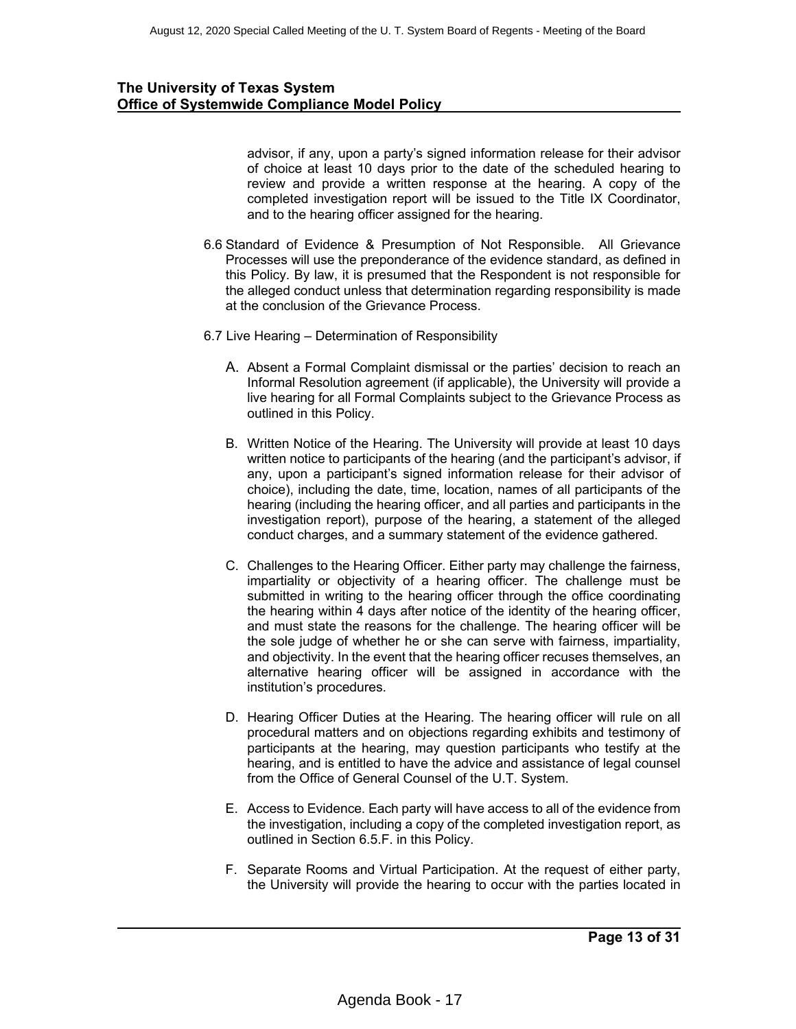advisor, if any, upon a party's signed information release for their advisor of choice at least 10 days prior to the date of the scheduled hearing to review and provide a written response at the hearing. A copy of the completed investigation report will be issued to the Title IX Coordinator, and to the hearing officer assigned for the hearing.

6.6 Standard of Evidence & Presumption of Not Responsible. All Grievance Processes will use the preponderance of the evidence standard, as defined in this Policy. By law, it is presumed that the Respondent is not responsible for the alleged conduct unless that determination regarding responsibility is made at the conclusion of the Grievance Process.

6.7 Live Hearing – Determination of Responsibility

A. Absent a Formal Complaint dismissal or the parties' decision to reach an Informal Resolution agreement (if applicable), the University will provide a live hearing for all Formal Complaints subject to the Grievance Process as outlined in this Policy.

B. Written Notice of the Hearing. The University will provide at least 10 days written notice to participants of the hearing (and the participant's advisor, if any, upon a participant's signed information release for their advisor of choice), including the date, time, location, names of all participants of the hearing (including the hearing officer, and all parties and participants in the investigation report), purpose of the hearing, a statement of the alleged conduct charges, and a summary statement of the evidence gathered.

C. Challenges to the Hearing Officer. Either party may challenge the fairness, impartiality or objectivity of a hearing officer. The challenge must be submitted in writing to the hearing officer through the office coordinating the hearing within 4 days after notice of the identity of the hearing officer, and must state the reasons for the challenge. The hearing officer will be the sole judge of whether he or she can serve with fairness, impartiality, and objectivity. In the event that the hearing officer recuses themselves, an alternative hearing officer will be assigned in accordance with the institution's procedures.

D. Hearing Officer Duties at the Hearing. The hearing officer will rule on all procedural matters and on objections regarding exhibits and testimony of participants at the hearing, may question participants who testify at the hearing, and is entitled to have the advice and assistance of legal counsel from the Office of General Counsel of the U.T. System.

E. Access to Evidence. Each party will have access to all of the evidence from the investigation, including a copy of the completed investigation report, as outlined in Section 6.5.F. in this Policy.

F. Separate Rooms and Virtual Participation. At the request of either party, the University will provide the hearing to occur with the parties located in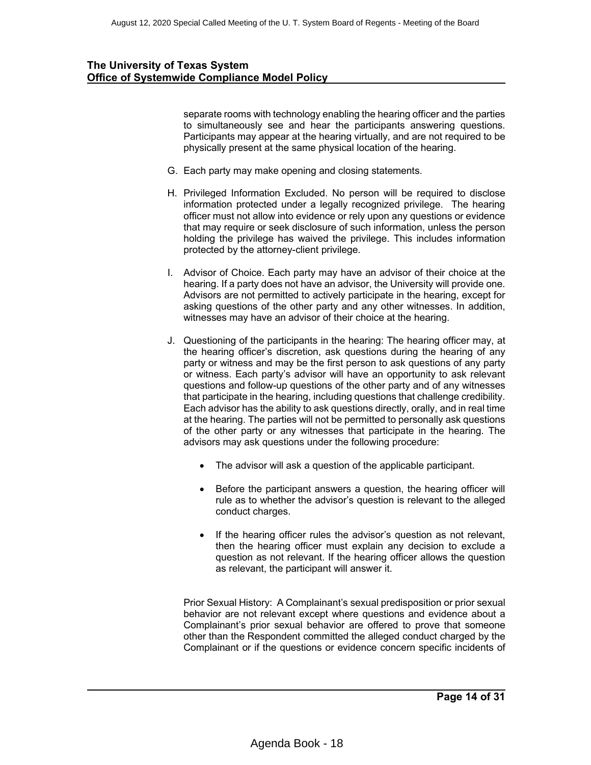separate rooms with technology enabling the hearing officer and the parties to simultaneously see and hear the participants answering questions. Participants may appear at the hearing virtually, and are not required to be physically present at the same physical location of the hearing.

G. Each party may make opening and closing statements.

H. Privileged Information Excluded. No person will be required to disclose information protected under a legally recognized privilege. The hearing officer must not allow into evidence or rely upon any questions or evidence that may require or seek disclosure of such information, unless the person holding the privilege has waived the privilege. This includes information protected by the attorney-client privilege.

I. Advisor of Choice. Each party may have an advisor of their choice at the hearing. If a party does not have an advisor, the University will provide one. Advisors are not permitted to actively participate in the hearing, except for asking questions of the other party and any other witnesses. In addition, witnesses may have an advisor of their choice at the hearing.

J. Questioning of the participants in the hearing: The hearing officer may, at the hearing officer's discretion, ask questions during the hearing of any party or witness and may be the first person to ask questions of any party or witness. Each party's advisor will have an opportunity to ask relevant questions and follow-up questions of the other party and of any witnesses that participate in the hearing, including questions that challenge credibility. Each advisor has the ability to ask questions directly, orally, and in real time at the hearing. The parties will not be permitted to personally ask questions of the other party or any witnesses that participate in the hearing. The advisors may ask questions under the following procedure:

   - The advisor will ask a question of the applicable participant.
   - Before the participant answers a question, the hearing officer will rule as to whether the advisor's question is relevant to the alleged conduct charges.
   - If the hearing officer rules the advisor's question as not relevant, then the hearing officer must explain any decision to exclude a question as not relevant. If the hearing officer allows the question as relevant, the participant will answer it.

   Prior Sexual History: A Complainant's sexual predisposition or prior sexual behavior are not relevant except where questions and evidence about a Complainant's prior sexual behavior are offered to prove that someone other than the Respondent committed the alleged conduct charged by the Complainant or if the questions or evidence concern specific incidents of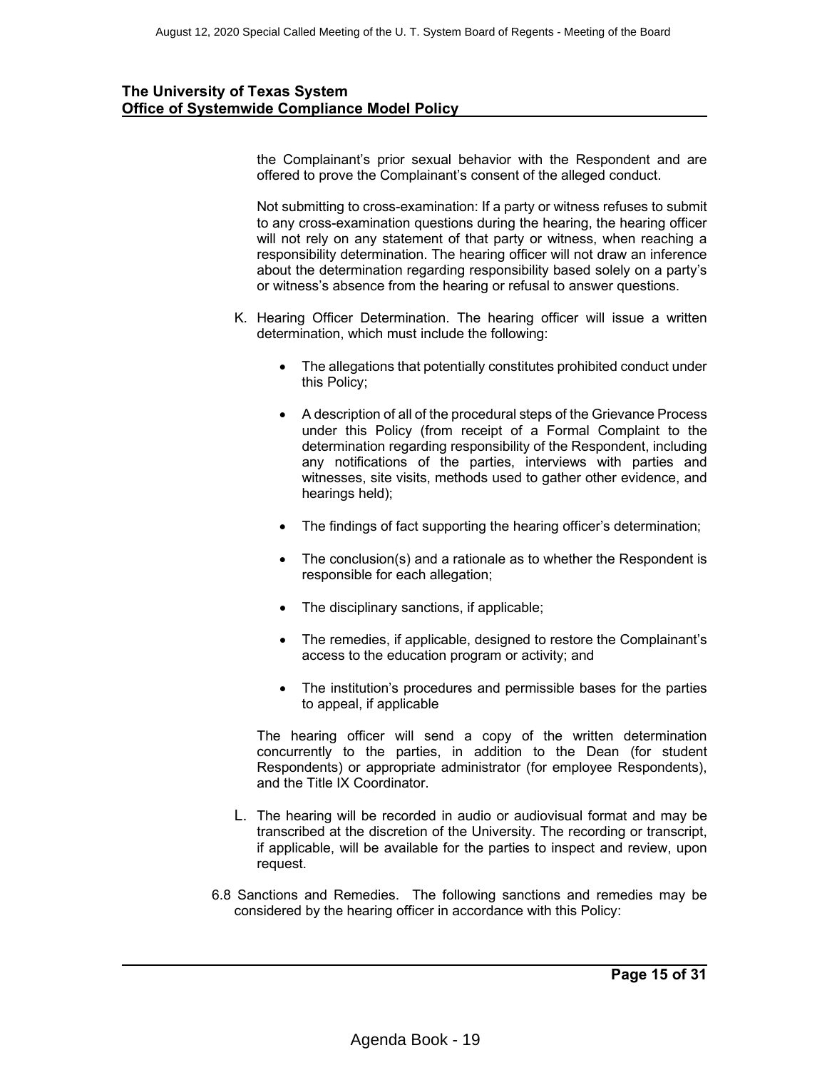the Complainant's prior sexual behavior with the Respondent and are offered to prove the Complainant's consent of the alleged conduct.

Not submitting to cross-examination: If a party or witness refuses to submit to any cross-examination questions during the hearing, the hearing officer will not rely on any statement of that party or witness, when reaching a responsibility determination. The hearing officer will not draw an inference about the determination regarding responsibility based solely on a party's or witness's absence from the hearing or refusal to answer questions.

K. Hearing Officer Determination. The hearing officer will issue a written determination, which must include the following:

- The allegations that potentially constitutes prohibited conduct under this Policy;
- A description of all of the procedural steps of the Grievance Process under this Policy (from receipt of a Formal Complaint to the determination regarding responsibility of the Respondent, including any notifications of the parties, interviews with parties and witnesses, site visits, methods used to gather other evidence, and hearings held);
- The findings of fact supporting the hearing officer's determination;
- The conclusion(s) and a rationale as to whether the Respondent is responsible for each allegation;
- The disciplinary sanctions, if applicable;
- The remedies, if applicable, designed to restore the Complainant's access to the education program or activity; and
- The institution's procedures and permissible bases for the parties to appeal, if applicable

The hearing officer will send a copy of the written determination concurrently to the parties, in addition to the Dean (for student Respondents) or appropriate administrator (for employee Respondents), and the Title IX Coordinator.

L. The hearing will be recorded in audio or audiovisual format and may be transcribed at the discretion of the University. The recording or transcript, if applicable, will be available for the parties to inspect and review, upon request.

6.8 Sanctions and Remedies. The following sanctions and remedies may be considered by the hearing officer in accordance with this Policy: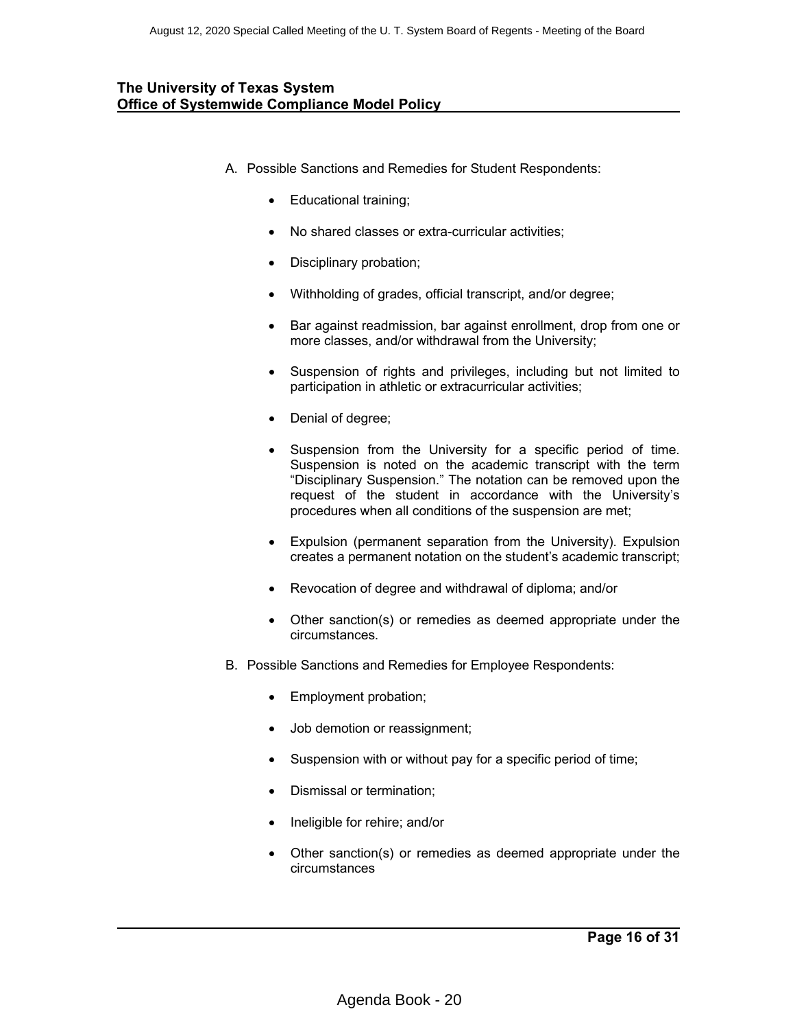A. Possible Sanctions and Remedies for Student Respondents:

- Educational training;
- No shared classes or extra-curricular activities;
- Disciplinary probation;
- Withholding of grades, official transcript, and/or degree;
- Bar against readmission, bar against enrollment, drop from one or more classes, and/or withdrawal from the University;
- Suspension of rights and privileges, including but not limited to participation in athletic or extracurricular activities;
- Denial of degree;
- Suspension from the University for a specific period of time. Suspension is noted on the academic transcript with the term "Disciplinary Suspension." The notation can be removed upon the request of the student in accordance with the University's procedures when all conditions of the suspension are met;
- Expulsion (permanent separation from the University). Expulsion creates a permanent notation on the student's academic transcript;
- Revocation of degree and withdrawal of diploma; and/or
- Other sanction(s) or remedies as deemed appropriate under the circumstances.

B. Possible Sanctions and Remedies for Employee Respondents:

- Employment probation;
- Job demotion or reassignment;
- Suspension with or without pay for a specific period of time;
- Dismissal or termination;
- Ineligible for rehire; and/or
- Other sanction(s) or remedies as deemed appropriate under the circumstances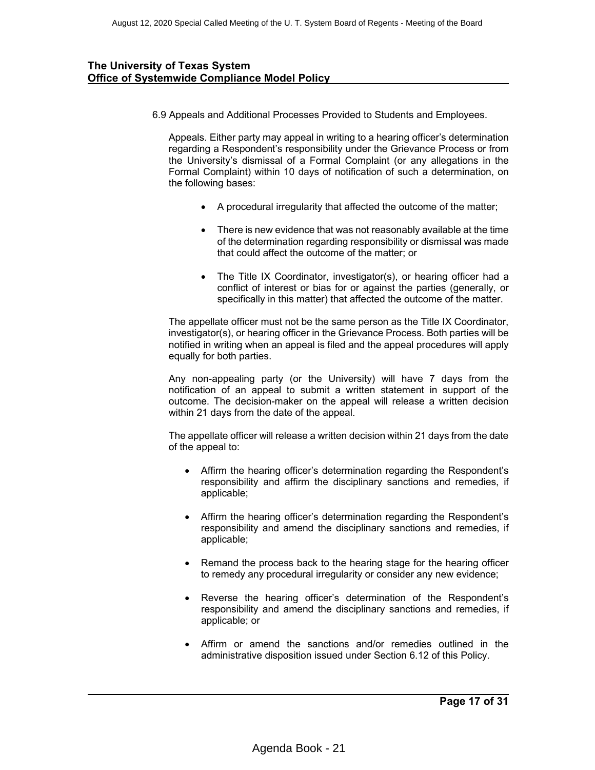6.9 Appeals and Additional Processes Provided to Students and Employees.

Appeals. Either party may appeal in writing to a hearing officer's determination regarding a Respondent's responsibility under the Grievance Process or from the University's dismissal of a Formal Complaint (or any allegations in the Formal Complaint) within 10 days of notification of such a determination, on the following bases:

- A procedural irregularity that affected the outcome of the matter;
- There is new evidence that was not reasonably available at the time of the determination regarding responsibility or dismissal was made that could affect the outcome of the matter; or
- The Title IX Coordinator, investigator(s), or hearing officer had a conflict of interest or bias for or against the parties (generally, or specifically in this matter) that affected the outcome of the matter.

The appellate officer must not be the same person as the Title IX Coordinator, investigator(s), or hearing officer in the Grievance Process. Both parties will be notified in writing when an appeal is filed and the appeal procedures will apply equally for both parties.

Any non-appealing party (or the University) will have 7 days from the notification of an appeal to submit a written statement in support of the outcome. The decision-maker on the appeal will release a written decision within 21 days from the date of the appeal.

The appellate officer will release a written decision within 21 days from the date of the appeal to:

- Affirm the hearing officer's determination regarding the Respondent's responsibility and affirm the disciplinary sanctions and remedies, if applicable;
- Affirm the hearing officer's determination regarding the Respondent's responsibility and amend the disciplinary sanctions and remedies, if applicable;
- Remand the process back to the hearing stage for the hearing officer to remedy any procedural irregularity or consider any new evidence;
- Reverse the hearing officer's determination of the Respondent's responsibility and amend the disciplinary sanctions and remedies, if applicable; or
- Affirm or amend the sanctions and/or remedies outlined in the administrative disposition issued under Section 6.12 of this Policy.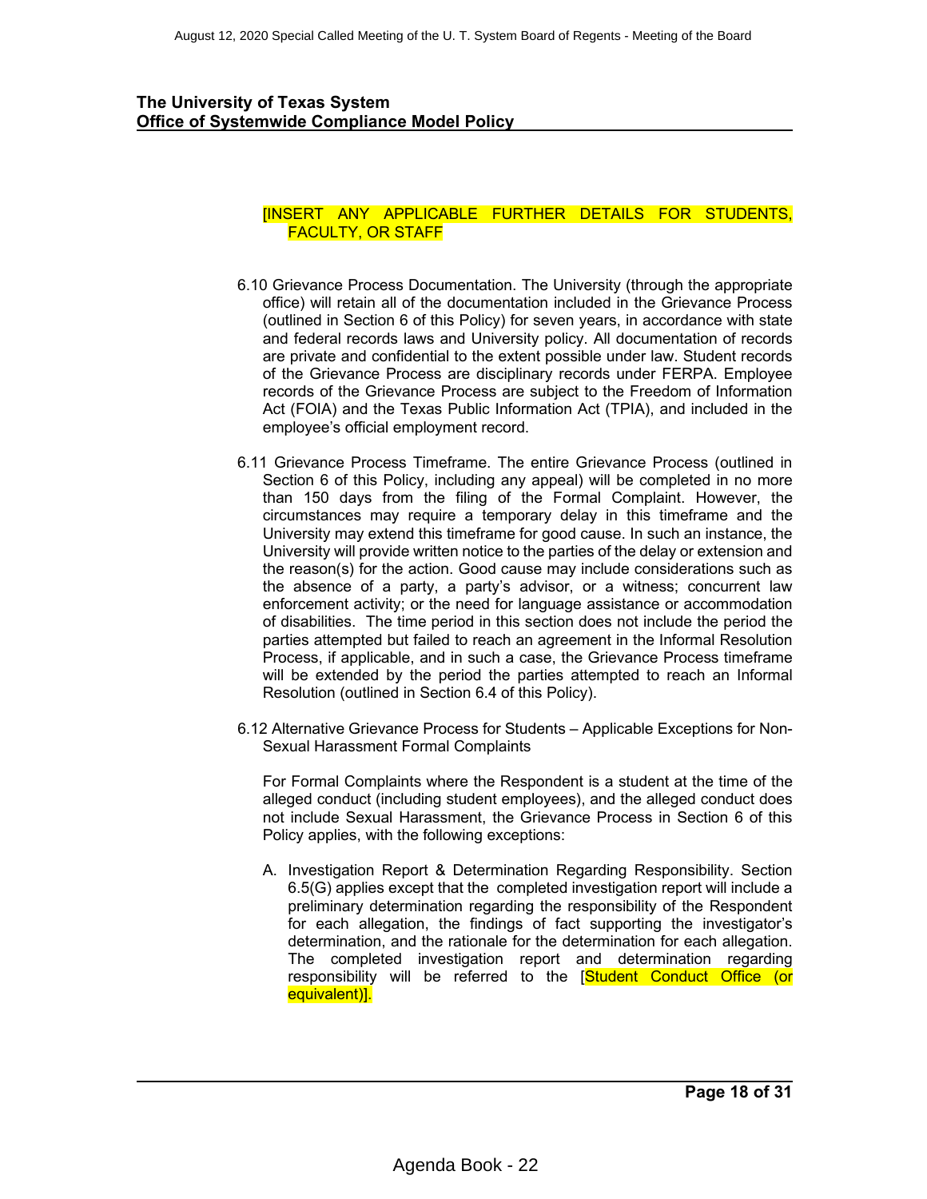[INSERT ANY APPLICABLE FURTHER DETAILS FOR STUDENTS, FACULTY, OR STAFF

6.10 Grievance Process Documentation. The University (through the appropriate office) will retain all of the documentation included in the Grievance Process (outlined in Section 6 of this Policy) for seven years, in accordance with state and federal records laws and University policy. All documentation of records are private and confidential to the extent possible under law. Student records of the Grievance Process are disciplinary records under FERPA. Employee records of the Grievance Process are subject to the Freedom of Information Act (FOIA) and the Texas Public Information Act (TPIA), and included in the employee's official employment record.

6.11 Grievance Process Timeframe. The entire Grievance Process (outlined in Section 6 of this Policy, including any appeal) will be completed in no more than 150 days from the filing of the Formal Complaint. However, the circumstances may require a temporary delay in this timeframe and the University may extend this timeframe for good cause. In such an instance, the University will provide written notice to the parties of the delay or extension and the reason(s) for the action. Good cause may include considerations such as the absence of a party, a party's advisor, or a witness; concurrent law enforcement activity; or the need for language assistance or accommodation of disabilities. The time period in this section does not include the period the parties attempted but failed to reach an agreement in the Informal Resolution Process, if applicable, and in such a case, the Grievance Process timeframe will be extended by the period the parties attempted to reach an Informal Resolution (outlined in Section 6.4 of this Policy).

6.12 Alternative Grievance Process for Students – Applicable Exceptions for Non-Sexual Harassment Formal Complaints

For Formal Complaints where the Respondent is a student at the time of the alleged conduct (including student employees), and the alleged conduct does not include Sexual Harassment, the Grievance Process in Section 6 of this Policy applies, with the following exceptions:

A. Investigation Report & Determination Regarding Responsibility. Section 6.5(G) applies except that the completed investigation report will include a preliminary determination regarding the responsibility of the Respondent for each allegation, the findings of fact supporting the investigator's determination, and the rationale for the determination for each allegation. The completed investigation report and determination regarding responsibility will be referred to the [Student Conduct Office (or equivalent)].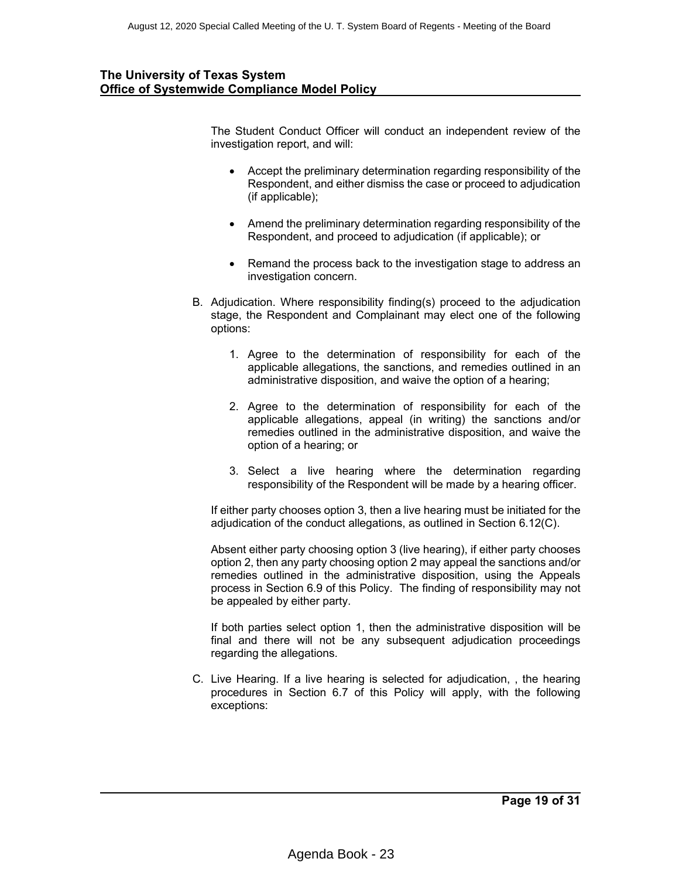The Student Conduct Officer will conduct an independent review of the investigation report, and will:

- Accept the preliminary determination regarding responsibility of the Respondent, and either dismiss the case or proceed to adjudication (if applicable);
- Amend the preliminary determination regarding responsibility of the Respondent, and proceed to adjudication (if applicable); or
- Remand the process back to the investigation stage to address an investigation concern.

B. Adjudication. Where responsibility finding(s) proceed to the adjudication stage, the Respondent and Complainant may elect one of the following options:

1. Agree to the determination of responsibility for each of the applicable allegations, the sanctions, and remedies outlined in an administrative disposition, and waive the option of a hearing;
2. Agree to the determination of responsibility for each of the applicable allegations, appeal (in writing) the sanctions and/or remedies outlined in the administrative disposition, and waive the option of a hearing; or
3. Select a live hearing where the determination regarding responsibility of the Respondent will be made by a hearing officer.

If either party chooses option 3, then a live hearing must be initiated for the adjudication of the conduct allegations, as outlined in Section 6.12(C).

Absent either party choosing option 3 (live hearing), if either party chooses option 2, then any party choosing option 2 may appeal the sanctions and/or remedies outlined in the administrative disposition, using the Appeals process in Section 6.9 of this Policy. The finding of responsibility may not be appealed by either party.

If both parties select option 1, then the administrative disposition will be final and there will not be any subsequent adjudication proceedings regarding the allegations.

C. Live Hearing. If a live hearing is selected for adjudication, , the hearing procedures in Section 6.7 of this Policy will apply, with the following exceptions: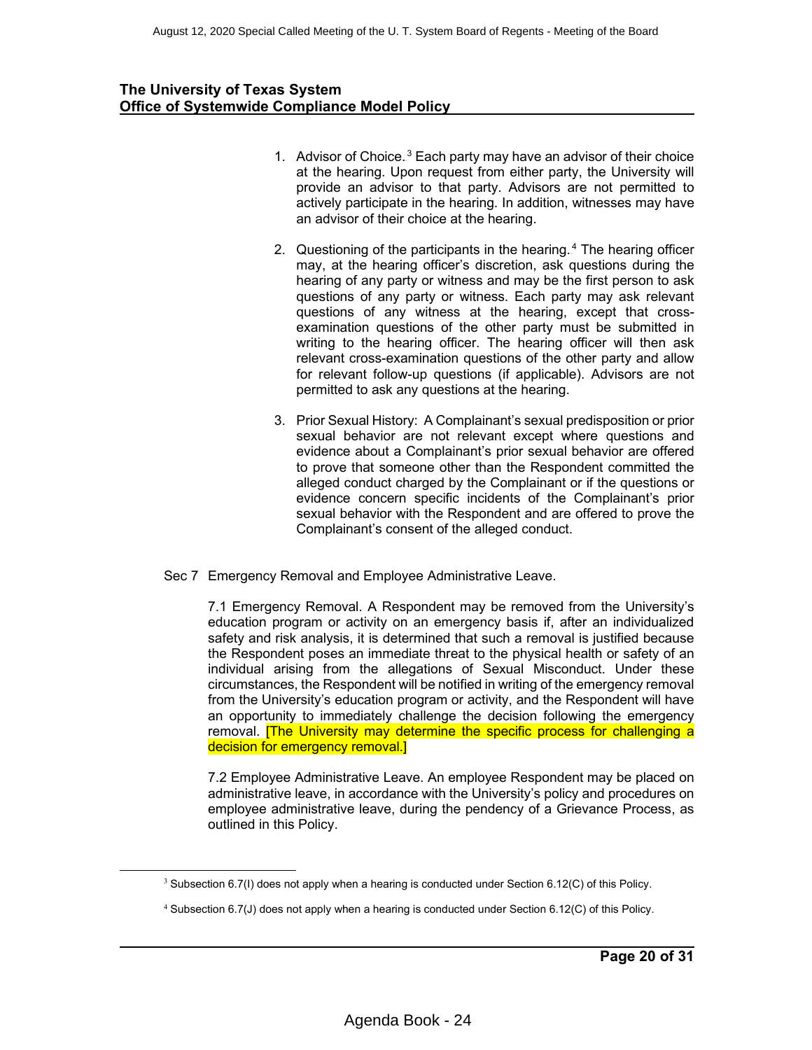**The University of Texas System**
**Office of Systemwide Compliance Model Policy**

1. Advisor of Choice.[3] Each party may have an advisor of their choice at the hearing. Upon request from either party, the University will provide an advisor to that party. Advisors are not permitted to actively participate in the hearing. In addition, witnesses may have an advisor of their choice at the hearing.

2. Questioning of the participants in the hearing.[4] The hearing officer may, at the hearing officer's discretion, ask questions during the hearing of any party or witness and may be the first person to ask questions of any party or witness. Each party may ask relevant questions of any witness at the hearing, except that cross-examination questions of the other party must be submitted in writing to the hearing officer. The hearing officer will then ask relevant cross-examination questions of the other party and allow for relevant follow-up questions (if applicable). Advisors are not permitted to ask any questions at the hearing.

3. Prior Sexual History: A Complainant's sexual predisposition or prior sexual behavior are not relevant except where questions and evidence about a Complainant's prior sexual behavior are offered to prove that someone other than the Respondent committed the alleged conduct charged by the Complainant or if the questions or evidence concern specific incidents of the Complainant's prior sexual behavior with the Respondent and are offered to prove the Complainant's consent of the alleged conduct.

Sec 7 Emergency Removal and Employee Administrative Leave.

7.1 Emergency Removal. A Respondent may be removed from the University's education program or activity on an emergency basis if, after an individualized safety and risk analysis, it is determined that such a removal is justified because the Respondent poses an immediate threat to the physical health or safety of an individual arising from the allegations of Sexual Misconduct. Under these circumstances, the Respondent will be notified in writing of the emergency removal from the University's education program or activity, and the Respondent will have an opportunity to immediately challenge the decision following the emergency removal. [The University may determine the specific process for challenging a decision for emergency removal.]

7.2 Employee Administrative Leave. An employee Respondent may be placed on administrative leave, in accordance with the University's policy and procedures on employee administrative leave, during the pendency of a Grievance Process, as outlined in this Policy.

[3] Subsection 6.7(I) does not apply when a hearing is conducted under Section 6.12(C) of this Policy.

[4] Subsection 6.7(J) does not apply when a hearing is conducted under Section 6.12(C) of this Policy.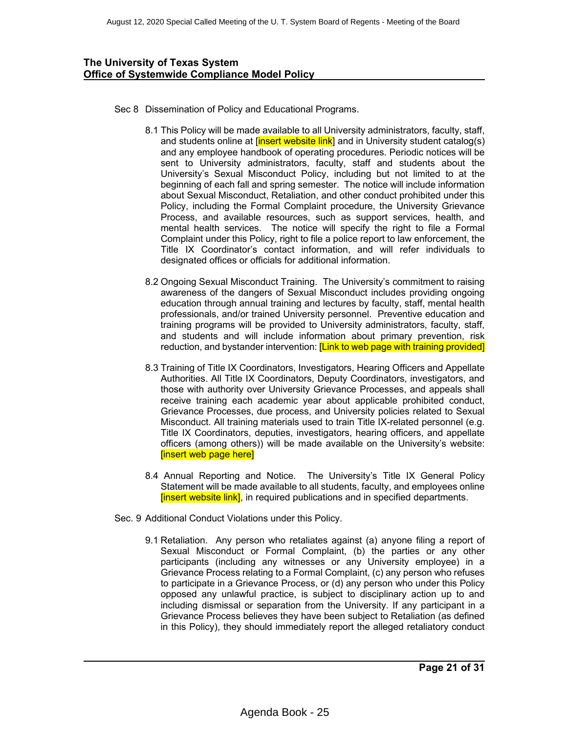**The University of Texas System**
**Office of Systemwide Compliance Model Policy**

Sec 8 Dissemination of Policy and Educational Programs.

8.1 This Policy will be made available to all University administrators, faculty, staff, and students online at [insert website link] and in University student catalog(s) and any employee handbook of operating procedures. Periodic notices will be sent to University administrators, faculty, staff and students about the University's Sexual Misconduct Policy, including but not limited to at the beginning of each fall and spring semester. The notice will include information about Sexual Misconduct, Retaliation, and other conduct prohibited under this Policy, including the Formal Complaint procedure, the University Grievance Process, and available resources, such as support services, health, and mental health services. The notice will specify the right to file a Formal Complaint under this Policy, right to file a police report to law enforcement, the Title IX Coordinator's contact information, and will refer individuals to designated offices or officials for additional information.

8.2 Ongoing Sexual Misconduct Training. The University's commitment to raising awareness of the dangers of Sexual Misconduct includes providing ongoing education through annual training and lectures by faculty, staff, mental health professionals, and/or trained University personnel. Preventive education and training programs will be provided to University administrators, faculty, staff, and students and will include information about primary prevention, risk reduction, and bystander intervention: [Link to web page with training provided]

8.3 Training of Title IX Coordinators, Investigators, Hearing Officers and Appellate Authorities. All Title IX Coordinators, Deputy Coordinators, investigators, and those with authority over University Grievance Processes, and appeals shall receive training each academic year about applicable prohibited conduct, Grievance Processes, due process, and University policies related to Sexual Misconduct. All training materials used to train Title IX-related personnel (e.g. Title IX Coordinators, deputies, investigators, hearing officers, and appellate officers (among others)) will be made available on the University's website: [insert web page here]

8.4 Annual Reporting and Notice. The University's Title IX General Policy Statement will be made available to all students, faculty, and employees online [insert website link], in required publications and in specified departments.

Sec. 9 Additional Conduct Violations under this Policy.

9.1 Retaliation. Any person who retaliates against (a) anyone filing a report of Sexual Misconduct or Formal Complaint, (b) the parties or any other participants (including any witnesses or any University employee) in a Grievance Process relating to a Formal Complaint, (c) any person who refuses to participate in a Grievance Process, or (d) any person who under this Policy opposed any unlawful practice, is subject to disciplinary action up to and including dismissal or separation from the University. If any participant in a Grievance Process believes they have been subject to Retaliation (as defined in this Policy), they should immediately report the alleged retaliatory conduct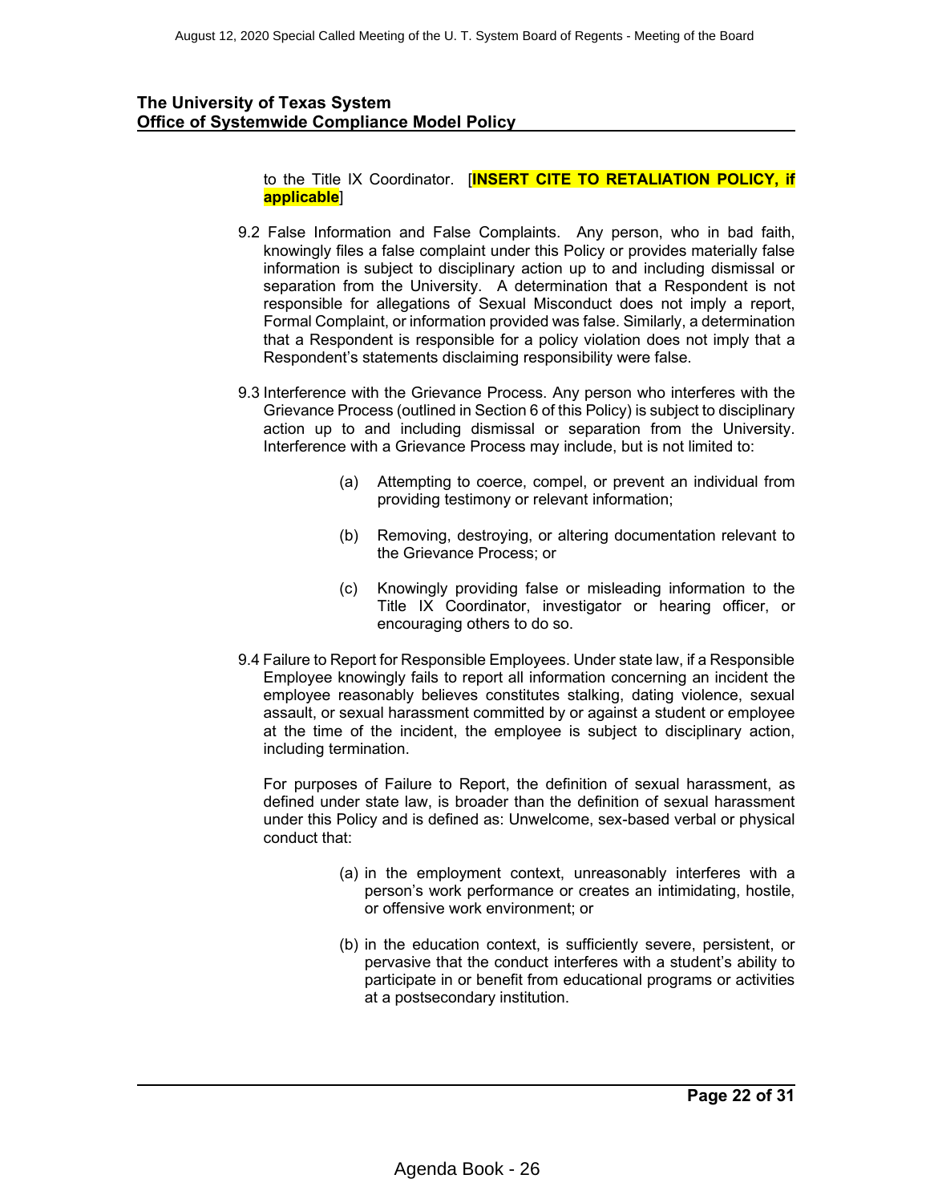to the Title IX Coordinator. [**INSERT CITE TO RETALIATION POLICY, if applicable**]

9.2 False Information and False Complaints. Any person, who in bad faith, knowingly files a false complaint under this Policy or provides materially false information is subject to disciplinary action up to and including dismissal or separation from the University. A determination that a Respondent is not responsible for allegations of Sexual Misconduct does not imply a report, Formal Complaint, or information provided was false. Similarly, a determination that a Respondent is responsible for a policy violation does not imply that a Respondent's statements disclaiming responsibility were false.

9.3 Interference with the Grievance Process. Any person who interferes with the Grievance Process (outlined in Section 6 of this Policy) is subject to disciplinary action up to and including dismissal or separation from the University. Interference with a Grievance Process may include, but is not limited to:

(a) Attempting to coerce, compel, or prevent an individual from providing testimony or relevant information;

(b) Removing, destroying, or altering documentation relevant to the Grievance Process; or

(c) Knowingly providing false or misleading information to the Title IX Coordinator, investigator or hearing officer, or encouraging others to do so.

9.4 Failure to Report for Responsible Employees. Under state law, if a Responsible Employee knowingly fails to report all information concerning an incident the employee reasonably believes constitutes stalking, dating violence, sexual assault, or sexual harassment committed by or against a student or employee at the time of the incident, the employee is subject to disciplinary action, including termination.

For purposes of Failure to Report, the definition of sexual harassment, as defined under state law, is broader than the definition of sexual harassment under this Policy and is defined as: Unwelcome, sex-based verbal or physical conduct that:

(a) in the employment context, unreasonably interferes with a person's work performance or creates an intimidating, hostile, or offensive work environment; or

(b) in the education context, is sufficiently severe, persistent, or pervasive that the conduct interferes with a student's ability to participate in or benefit from educational programs or activities at a postsecondary institution.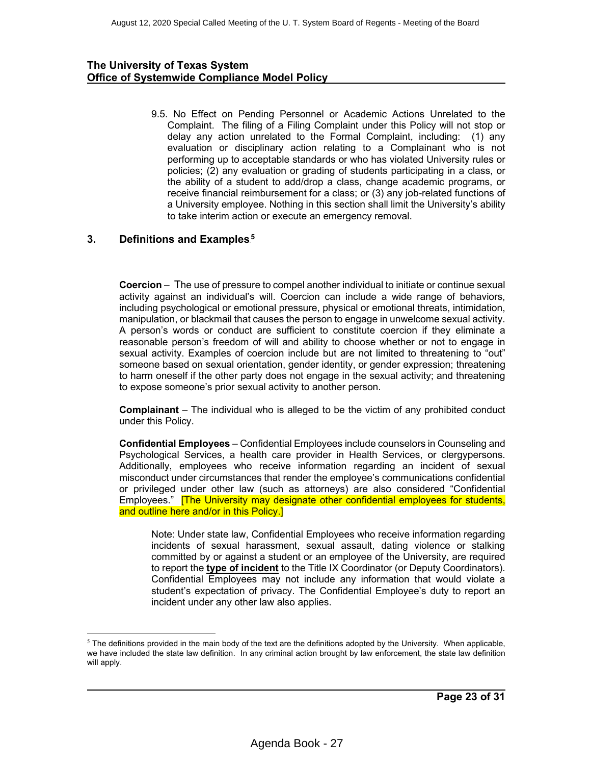**The University of Texas System**
**Office of Systemwide Compliance Model Policy**

9.5. No Effect on Pending Personnel or Academic Actions Unrelated to the Complaint. The filing of a Filing Complaint under this Policy will not stop or delay any action unrelated to the Formal Complaint, including: (1) any evaluation or disciplinary action relating to a Complainant who is not performing up to acceptable standards or who has violated University rules or policies; (2) any evaluation or grading of students participating in a class, or the ability of a student to add/drop a class, change academic programs, or receive financial reimbursement for a class; or (3) any job-related functions of a University employee. Nothing in this section shall limit the University's ability to take interim action or execute an emergency removal.

## 3. Definitions and Examples[5]

**Coercion** – The use of pressure to compel another individual to initiate or continue sexual activity against an individual's will. Coercion can include a wide range of behaviors, including psychological or emotional pressure, physical or emotional threats, intimidation, manipulation, or blackmail that causes the person to engage in unwelcome sexual activity. A person's words or conduct are sufficient to constitute coercion if they eliminate a reasonable person's freedom of will and ability to choose whether or not to engage in sexual activity. Examples of coercion include but are not limited to threatening to "out" someone based on sexual orientation, gender identity, or gender expression; threatening to harm oneself if the other party does not engage in the sexual activity; and threatening to expose someone's prior sexual activity to another person.

**Complainant** – The individual who is alleged to be the victim of any prohibited conduct under this Policy.

**Confidential Employees** – Confidential Employees include counselors in Counseling and Psychological Services, a health care provider in Health Services, or clergypersons. Additionally, employees who receive information regarding an incident of sexual misconduct under circumstances that render the employee's communications confidential or privileged under other law (such as attorneys) are also considered "Confidential Employees." [The University may designate other confidential employees for students, and outline here and/or in this Policy.]

> Note: Under state law, Confidential Employees who receive information regarding incidents of sexual harassment, sexual assault, dating violence or stalking committed by or against a student or an employee of the University, are required to report the **type of incident** to the Title IX Coordinator (or Deputy Coordinators). Confidential Employees may not include any information that would violate a student's expectation of privacy. The Confidential Employee's duty to report an incident under any other law also applies.

---

[5] The definitions provided in the main body of the text are the definitions adopted by the University. When applicable, we have included the state law definition. In any criminal action brought by law enforcement, the state law definition will apply.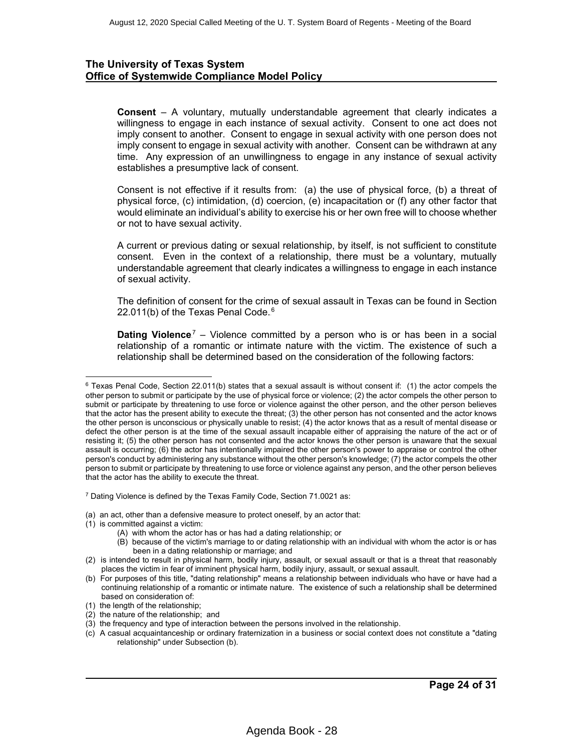**The University of Texas System**
**Office of Systemwide Compliance Model Policy**

**Consent** – A voluntary, mutually understandable agreement that clearly indicates a willingness to engage in each instance of sexual activity. Consent to one act does not imply consent to another. Consent to engage in sexual activity with one person does not imply consent to engage in sexual activity with another. Consent can be withdrawn at any time. Any expression of an unwillingness to engage in any instance of sexual activity establishes a presumptive lack of consent.

Consent is not effective if it results from: (a) the use of physical force, (b) a threat of physical force, (c) intimidation, (d) coercion, (e) incapacitation or (f) any other factor that would eliminate an individual's ability to exercise his or her own free will to choose whether or not to have sexual activity.

A current or previous dating or sexual relationship, by itself, is not sufficient to constitute consent. Even in the context of a relationship, there must be a voluntary, mutually understandable agreement that clearly indicates a willingness to engage in each instance of sexual activity.

The definition of consent for the crime of sexual assault in Texas can be found in Section 22.011(b) of the Texas Penal Code.[6]

**Dating Violence**[7] – Violence committed by a person who is or has been in a social relationship of a romantic or intimate nature with the victim. The existence of such a relationship shall be determined based on the consideration of the following factors:

---

[6] Texas Penal Code, Section 22.011(b) states that a sexual assault is without consent if: (1) the actor compels the other person to submit or participate by the use of physical force or violence; (2) the actor compels the other person to submit or participate by threatening to use force or violence against the other person, and the other person believes that the actor has the present ability to execute the threat; (3) the other person has not consented and the actor knows the other person is unconscious or physically unable to resist; (4) the actor knows that as a result of mental disease or defect the other person is at the time of the sexual assault incapable either of appraising the nature of the act or of resisting it; (5) the other person has not consented and the actor knows the other person is unaware that the sexual assault is occurring; (6) the actor has intentionally impaired the other person's power to appraise or control the other person's conduct by administering any substance without the other person's knowledge; (7) the actor compels the other person to submit or participate by threatening to use force or violence against any person, and the other person believes that the actor has the ability to execute the threat.

[7] Dating Violence is defined by the Texas Family Code, Section 71.0021 as:

(a) an act, other than a defensive measure to protect oneself, by an actor that:
(1) is committed against a victim:
  (A) with whom the actor has or has had a dating relationship; or
  (B) because of the victim's marriage to or dating relationship with an individual with whom the actor is or has been in a dating relationship or marriage; and
(2) is intended to result in physical harm, bodily injury, assault, or sexual assault or that is a threat that reasonably places the victim in fear of imminent physical harm, bodily injury, assault, or sexual assault.
(b) For purposes of this title, "dating relationship" means a relationship between individuals who have or have had a continuing relationship of a romantic or intimate nature. The existence of such a relationship shall be determined based on consideration of:
(1) the length of the relationship;
(2) the nature of the relationship; and
(3) the frequency and type of interaction between the persons involved in the relationship.
(c) A casual acquaintanceship or ordinary fraternization in a business or social context does not constitute a "dating relationship" under Subsection (b).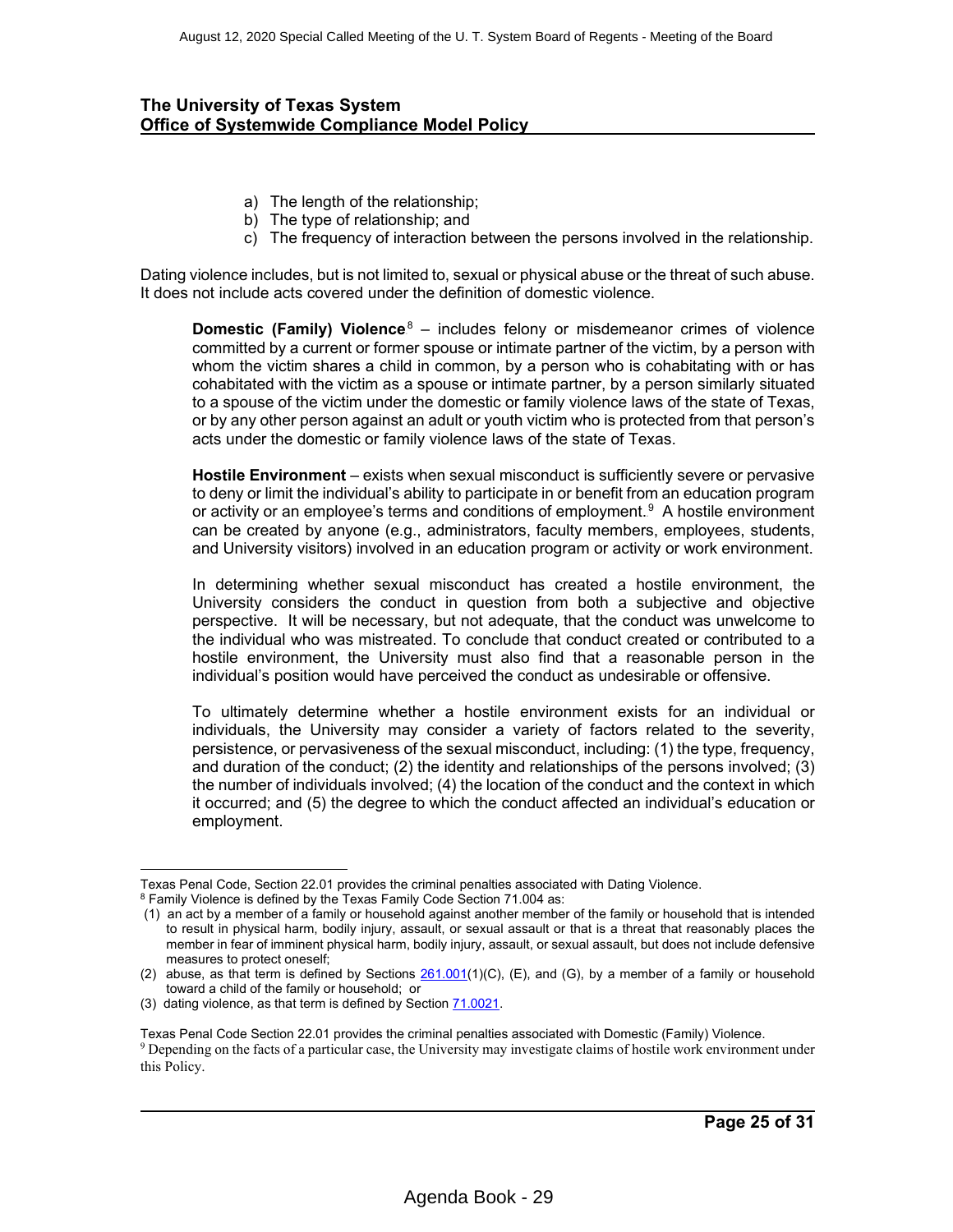a) The length of the relationship;
b) The type of relationship; and
c) The frequency of interaction between the persons involved in the relationship.

Dating violence includes, but is not limited to, sexual or physical abuse or the threat of such abuse. It does not include acts covered under the definition of domestic violence.

**Domestic (Family) Violence**[8] – includes felony or misdemeanor crimes of violence committed by a current or former spouse or intimate partner of the victim, by a person with whom the victim shares a child in common, by a person who is cohabitating with or has cohabitated with the victim as a spouse or intimate partner, by a person similarly situated to a spouse of the victim under the domestic or family violence laws of the state of Texas, or by any other person against an adult or youth victim who is protected from that person's acts under the domestic or family violence laws of the state of Texas.

**Hostile Environment** – exists when sexual misconduct is sufficiently severe or pervasive to deny or limit the individual's ability to participate in or benefit from an education program or activity or an employee's terms and conditions of employment.[9] A hostile environment can be created by anyone (e.g., administrators, faculty members, employees, students, and University visitors) involved in an education program or activity or work environment.

In determining whether sexual misconduct has created a hostile environment, the University considers the conduct in question from both a subjective and objective perspective. It will be necessary, but not adequate, that the conduct was unwelcome to the individual who was mistreated. To conclude that conduct created or contributed to a hostile environment, the University must also find that a reasonable person in the individual's position would have perceived the conduct as undesirable or offensive.

To ultimately determine whether a hostile environment exists for an individual or individuals, the University may consider a variety of factors related to the severity, persistence, or pervasiveness of the sexual misconduct, including: (1) the type, frequency, and duration of the conduct; (2) the identity and relationships of the persons involved; (3) the number of individuals involved; (4) the location of the conduct and the context in which it occurred; and (5) the degree to which the conduct affected an individual's education or employment.

---

Texas Penal Code, Section 22.01 provides the criminal penalties associated with Dating Violence.

[8] Family Violence is defined by the Texas Family Code Section 71.004 as:

(1) an act by a member of a family or household against another member of the family or household that is intended to result in physical harm, bodily injury, assault, or sexual assault or that is a threat that reasonably places the member in fear of imminent physical harm, bodily injury, assault, or sexual assault, but does not include defensive measures to protect oneself;

(2) abuse, as that term is defined by Sections 261.001(1)(C), (E), and (G), by a member of a family or household toward a child of the family or household; or

(3) dating violence, as that term is defined by Section 71.0021.

Texas Penal Code Section 22.01 provides the criminal penalties associated with Domestic (Family) Violence.

[9] Depending on the facts of a particular case, the University may investigate claims of hostile work environment under this Policy.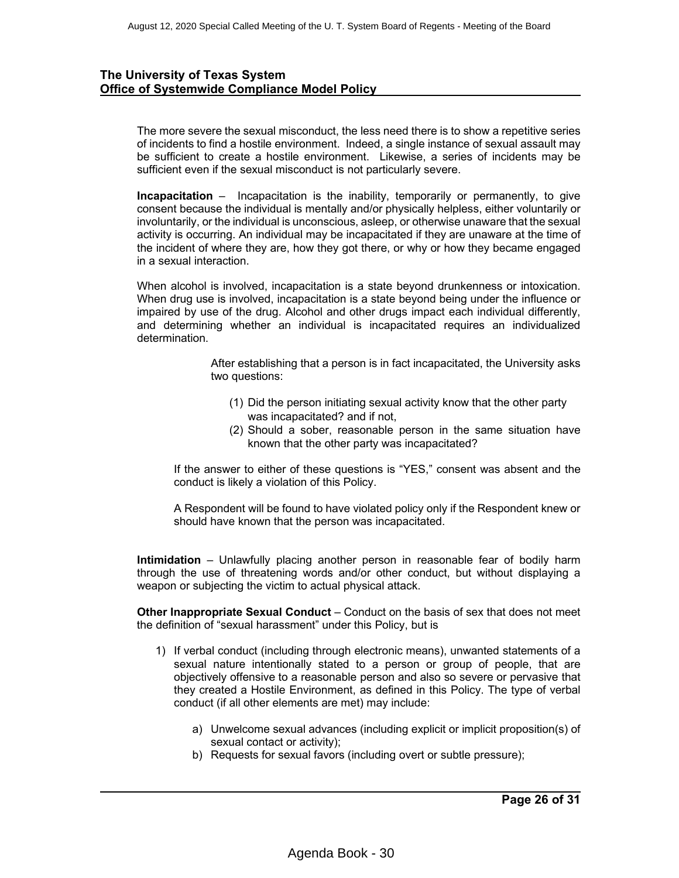The more severe the sexual misconduct, the less need there is to show a repetitive series of incidents to find a hostile environment. Indeed, a single instance of sexual assault may be sufficient to create a hostile environment. Likewise, a series of incidents may be sufficient even if the sexual misconduct is not particularly severe.

**Incapacitation** – Incapacitation is the inability, temporarily or permanently, to give consent because the individual is mentally and/or physically helpless, either voluntarily or involuntarily, or the individual is unconscious, asleep, or otherwise unaware that the sexual activity is occurring. An individual may be incapacitated if they are unaware at the time of the incident of where they are, how they got there, or why or how they became engaged in a sexual interaction.

When alcohol is involved, incapacitation is a state beyond drunkenness or intoxication. When drug use is involved, incapacitation is a state beyond being under the influence or impaired by use of the drug. Alcohol and other drugs impact each individual differently, and determining whether an individual is incapacitated requires an individualized determination.

After establishing that a person is in fact incapacitated, the University asks two questions:

(1) Did the person initiating sexual activity know that the other party was incapacitated? and if not,
(2) Should a sober, reasonable person in the same situation have known that the other party was incapacitated?

If the answer to either of these questions is "YES," consent was absent and the conduct is likely a violation of this Policy.

A Respondent will be found to have violated policy only if the Respondent knew or should have known that the person was incapacitated.

**Intimidation** – Unlawfully placing another person in reasonable fear of bodily harm through the use of threatening words and/or other conduct, but without displaying a weapon or subjecting the victim to actual physical attack.

**Other Inappropriate Sexual Conduct** – Conduct on the basis of sex that does not meet the definition of "sexual harassment" under this Policy, but is

1) If verbal conduct (including through electronic means), unwanted statements of a sexual nature intentionally stated to a person or group of people, that are objectively offensive to a reasonable person and also so severe or pervasive that they created a Hostile Environment, as defined in this Policy. The type of verbal conduct (if all other elements are met) may include:
    a) Unwelcome sexual advances (including explicit or implicit proposition(s) of sexual contact or activity);
    b) Requests for sexual favors (including overt or subtle pressure);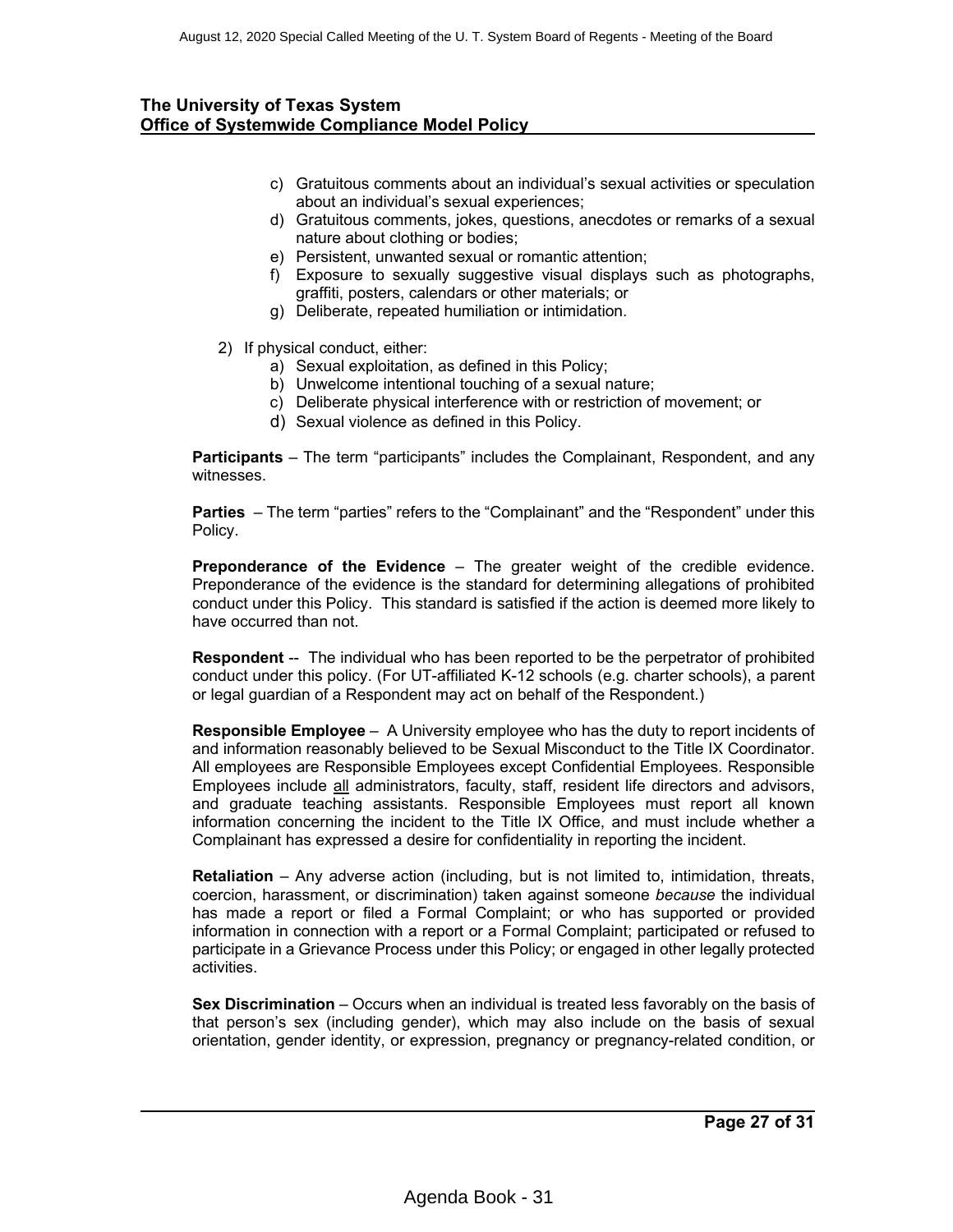c) Gratuitous comments about an individual's sexual activities or speculation about an individual's sexual experiences;
d) Gratuitous comments, jokes, questions, anecdotes or remarks of a sexual nature about clothing or bodies;
e) Persistent, unwanted sexual or romantic attention;
f) Exposure to sexually suggestive visual displays such as photographs, graffiti, posters, calendars or other materials; or
g) Deliberate, repeated humiliation or intimidation.

2) If physical conduct, either:
   a) Sexual exploitation, as defined in this Policy;
   b) Unwelcome intentional touching of a sexual nature;
   c) Deliberate physical interference with or restriction of movement; or
   d) Sexual violence as defined in this Policy.

**Participants** – The term "participants" includes the Complainant, Respondent, and any witnesses.

**Parties** – The term "parties" refers to the "Complainant" and the "Respondent" under this Policy.

**Preponderance of the Evidence** – The greater weight of the credible evidence. Preponderance of the evidence is the standard for determining allegations of prohibited conduct under this Policy. This standard is satisfied if the action is deemed more likely to have occurred than not.

**Respondent** -- The individual who has been reported to be the perpetrator of prohibited conduct under this policy. (For UT-affiliated K-12 schools (e.g. charter schools), a parent or legal guardian of a Respondent may act on behalf of the Respondent.)

**Responsible Employee** – A University employee who has the duty to report incidents of and information reasonably believed to be Sexual Misconduct to the Title IX Coordinator. All employees are Responsible Employees except Confidential Employees. Responsible Employees include all administrators, faculty, staff, resident life directors and advisors, and graduate teaching assistants. Responsible Employees must report all known information concerning the incident to the Title IX Office, and must include whether a Complainant has expressed a desire for confidentiality in reporting the incident.

**Retaliation** – Any adverse action (including, but is not limited to, intimidation, threats, coercion, harassment, or discrimination) taken against someone *because* the individual has made a report or filed a Formal Complaint; or who has supported or provided information in connection with a report or a Formal Complaint; participated or refused to participate in a Grievance Process under this Policy; or engaged in other legally protected activities.

**Sex Discrimination** – Occurs when an individual is treated less favorably on the basis of that person's sex (including gender), which may also include on the basis of sexual orientation, gender identity, or expression, pregnancy or pregnancy-related condition, or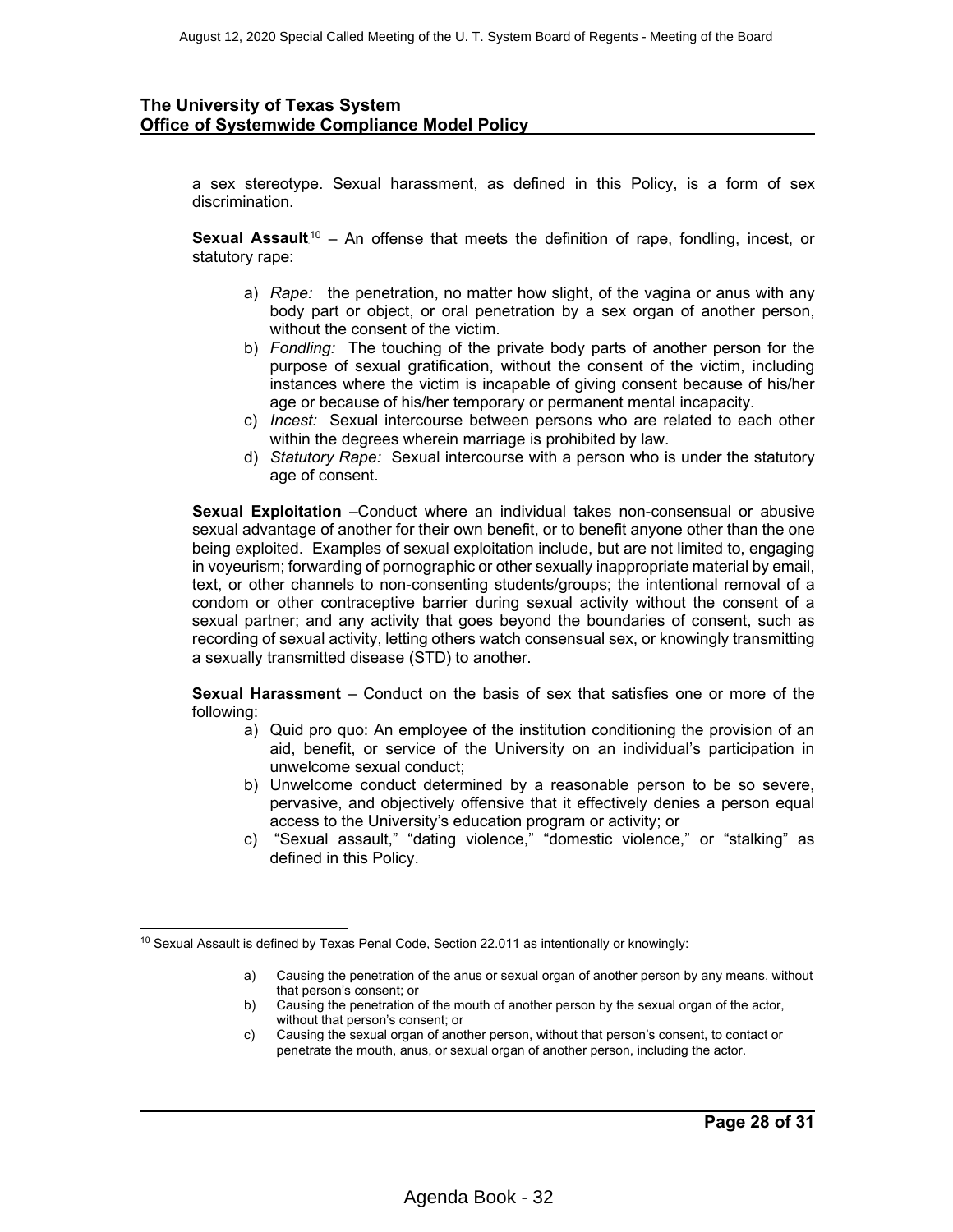a sex stereotype. Sexual harassment, as defined in this Policy, is a form of sex discrimination.

**Sexual Assault**[10] – An offense that meets the definition of rape, fondling, incest, or statutory rape:

a) *Rape:* the penetration, no matter how slight, of the vagina or anus with any body part or object, or oral penetration by a sex organ of another person, without the consent of the victim.
b) *Fondling:* The touching of the private body parts of another person for the purpose of sexual gratification, without the consent of the victim, including instances where the victim is incapable of giving consent because of his/her age or because of his/her temporary or permanent mental incapacity.
c) *Incest:* Sexual intercourse between persons who are related to each other within the degrees wherein marriage is prohibited by law.
d) *Statutory Rape:* Sexual intercourse with a person who is under the statutory age of consent.

**Sexual Exploitation** –Conduct where an individual takes non-consensual or abusive sexual advantage of another for their own benefit, or to benefit anyone other than the one being exploited. Examples of sexual exploitation include, but are not limited to, engaging in voyeurism; forwarding of pornographic or other sexually inappropriate material by email, text, or other channels to non-consenting students/groups; the intentional removal of a condom or other contraceptive barrier during sexual activity without the consent of a sexual partner; and any activity that goes beyond the boundaries of consent, such as recording of sexual activity, letting others watch consensual sex, or knowingly transmitting a sexually transmitted disease (STD) to another.

**Sexual Harassment** – Conduct on the basis of sex that satisfies one or more of the following:

a) Quid pro quo: An employee of the institution conditioning the provision of an aid, benefit, or service of the University on an individual's participation in unwelcome sexual conduct;
b) Unwelcome conduct determined by a reasonable person to be so severe, pervasive, and objectively offensive that it effectively denies a person equal access to the University's education program or activity; or
c) "Sexual assault," "dating violence," "domestic violence," or "stalking" as defined in this Policy.

---

[10] Sexual Assault is defined by Texas Penal Code, Section 22.011 as intentionally or knowingly:

a) Causing the penetration of the anus or sexual organ of another person by any means, without that person's consent; or
b) Causing the penetration of the mouth of another person by the sexual organ of the actor, without that person's consent; or
c) Causing the sexual organ of another person, without that person's consent, to contact or penetrate the mouth, anus, or sexual organ of another person, including the actor.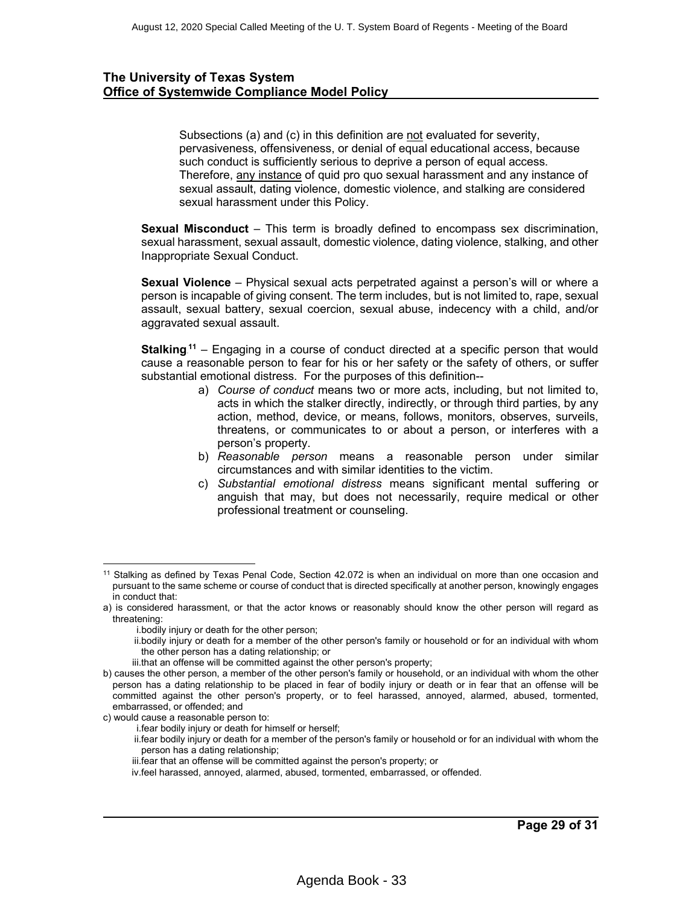**The University of Texas System**
**Office of Systemwide Compliance Model Policy**

Subsections (a) and (c) in this definition are not evaluated for severity, pervasiveness, offensiveness, or denial of equal educational access, because such conduct is sufficiently serious to deprive a person of equal access. Therefore, any instance of quid pro quo sexual harassment and any instance of sexual assault, dating violence, domestic violence, and stalking are considered sexual harassment under this Policy.

**Sexual Misconduct** – This term is broadly defined to encompass sex discrimination, sexual harassment, sexual assault, domestic violence, dating violence, stalking, and other Inappropriate Sexual Conduct.

**Sexual Violence** – Physical sexual acts perpetrated against a person's will or where a person is incapable of giving consent. The term includes, but is not limited to, rape, sexual assault, sexual battery, sexual coercion, sexual abuse, indecency with a child, and/or aggravated sexual assault.

**Stalking**[11] – Engaging in a course of conduct directed at a specific person that would cause a reasonable person to fear for his or her safety or the safety of others, or suffer substantial emotional distress. For the purposes of this definition--

a) *Course of conduct* means two or more acts, including, but not limited to, acts in which the stalker directly, indirectly, or through third parties, by any action, method, device, or means, follows, monitors, observes, surveils, threatens, or communicates to or about a person, or interferes with a person's property.
b) *Reasonable person* means a reasonable person under similar circumstances and with similar identities to the victim.
c) *Substantial emotional distress* means significant mental suffering or anguish that may, but does not necessarily, require medical or other professional treatment or counseling.

---

[11] Stalking as defined by Texas Penal Code, Section 42.072 is when an individual on more than one occasion and pursuant to the same scheme or course of conduct that is directed specifically at another person, knowingly engages in conduct that:

a) is considered harassment, or that the actor knows or reasonably should know the other person will regard as threatening:
   i. bodily injury or death for the other person;
   ii. bodily injury or death for a member of the other person's family or household or for an individual with whom the other person has a dating relationship; or
   iii. that an offense will be committed against the other person's property;
b) causes the other person, a member of the other person's family or household, or an individual with whom the other person has a dating relationship to be placed in fear of bodily injury or death or in fear that an offense will be committed against the other person's property, or to feel harassed, annoyed, alarmed, abused, tormented, embarrassed, or offended; and
c) would cause a reasonable person to:
   i. fear bodily injury or death for himself or herself;
   ii. fear bodily injury or death for a member of the person's family or household or for an individual with whom the person has a dating relationship;
   iii. fear that an offense will be committed against the person's property; or
   iv. feel harassed, annoyed, alarmed, abused, tormented, embarrassed, or offended.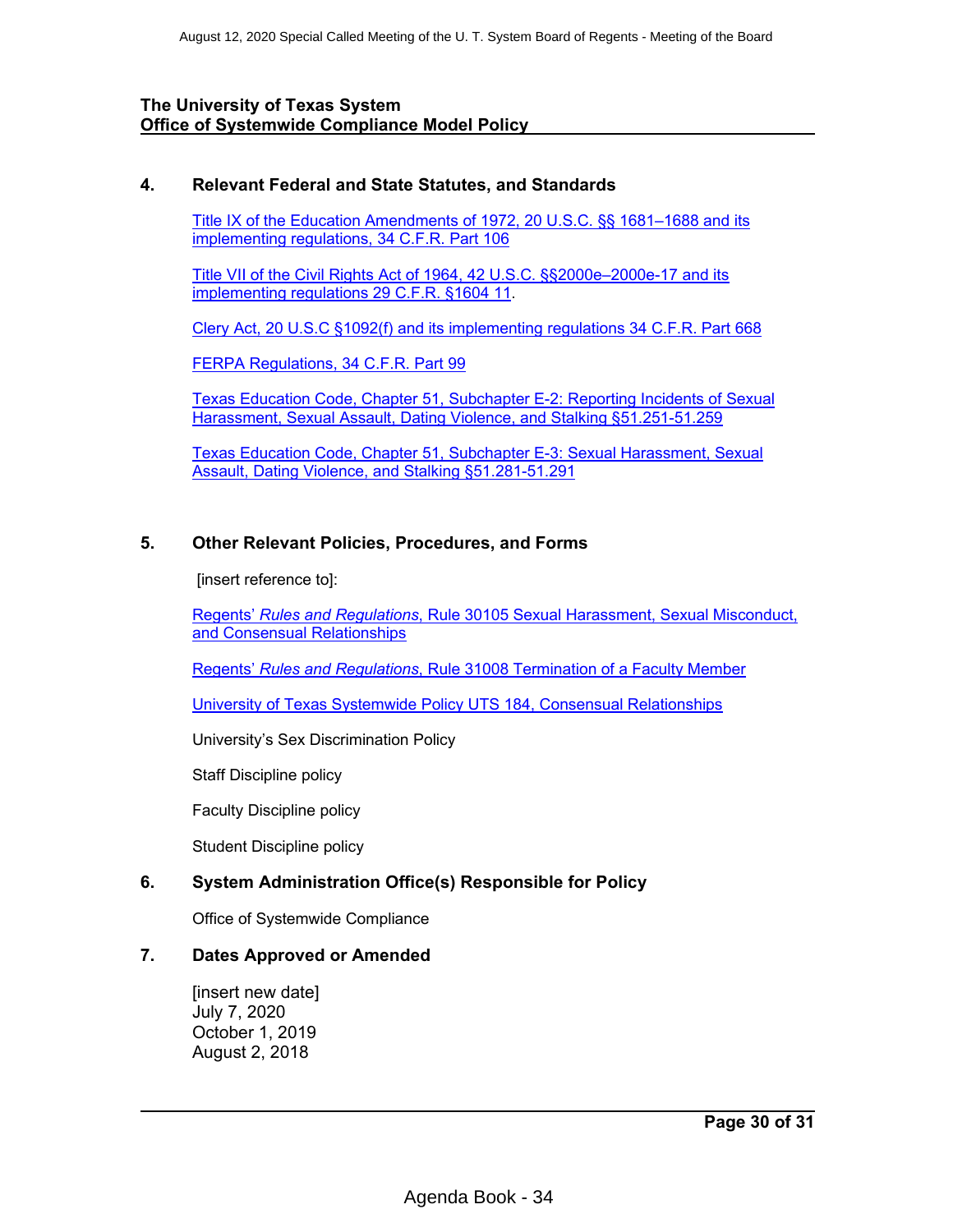**The University of Texas System**
**Office of Systemwide Compliance Model Policy**

## 4. Relevant Federal and State Statutes, and Standards

Title IX of the Education Amendments of 1972, 20 U.S.C. §§ 1681–1688 and its implementing regulations, 34 C.F.R. Part 106

Title VII of the Civil Rights Act of 1964, 42 U.S.C. §§2000e–2000e-17 and its implementing regulations 29 C.F.R. §1604 11.

Clery Act, 20 U.S.C §1092(f) and its implementing regulations 34 C.F.R. Part 668

FERPA Regulations, 34 C.F.R. Part 99

Texas Education Code, Chapter 51, Subchapter E-2: Reporting Incidents of Sexual Harassment, Sexual Assault, Dating Violence, and Stalking §51.251-51.259

Texas Education Code, Chapter 51, Subchapter E-3: Sexual Harassment, Sexual Assault, Dating Violence, and Stalking §51.281-51.291

## 5. Other Relevant Policies, Procedures, and Forms

[insert reference to]:

Regents' *Rules and Regulations*, Rule 30105 Sexual Harassment, Sexual Misconduct, and Consensual Relationships

Regents' *Rules and Regulations*, Rule 31008 Termination of a Faculty Member

University of Texas Systemwide Policy UTS 184, Consensual Relationships

University's Sex Discrimination Policy

Staff Discipline policy

Faculty Discipline policy

Student Discipline policy

## 6. System Administration Office(s) Responsible for Policy

Office of Systemwide Compliance

## 7. Dates Approved or Amended

[insert new date]
July 7, 2020
October 1, 2019
August 2, 2018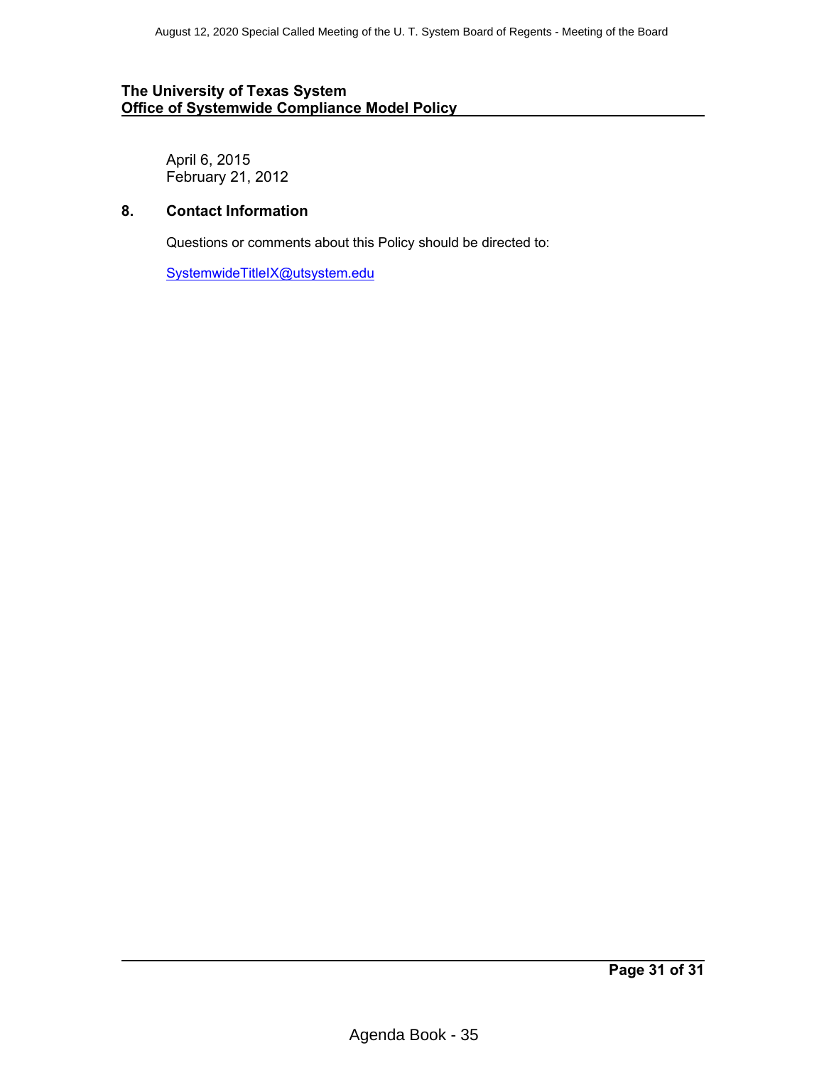April 6, 2015
February 21, 2012

## 8. Contact Information

Questions or comments about this Policy should be directed to:

SystemwideTitleIX@utsystem.edu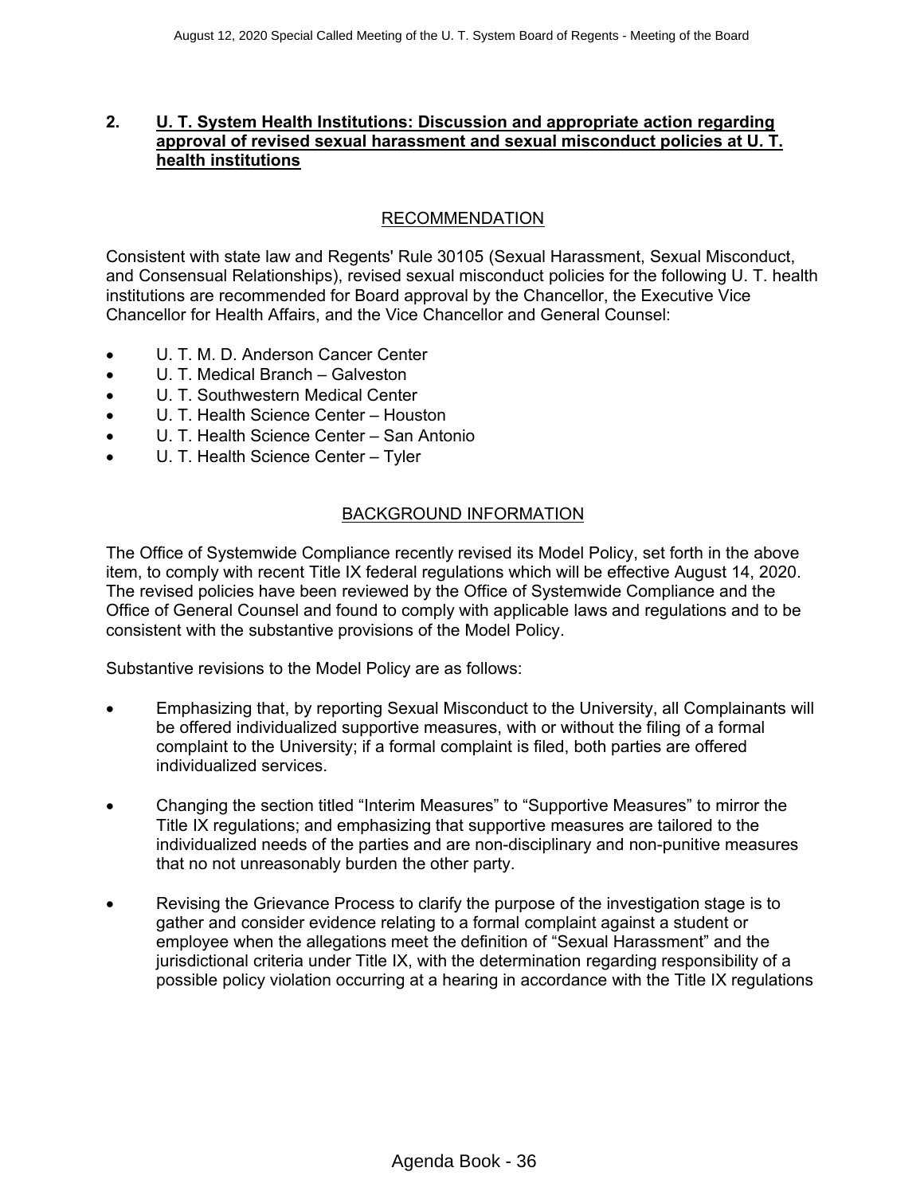## 2. U. T. System Health Institutions: Discussion and appropriate action regarding approval of revised sexual harassment and sexual misconduct policies at U. T. health institutions

### RECOMMENDATION

Consistent with state law and Regents' Rule 30105 (Sexual Harassment, Sexual Misconduct, and Consensual Relationships), revised sexual misconduct policies for the following U. T. health institutions are recommended for Board approval by the Chancellor, the Executive Vice Chancellor for Health Affairs, and the Vice Chancellor and General Counsel:

- U. T. M. D. Anderson Cancer Center
- U. T. Medical Branch – Galveston
- U. T. Southwestern Medical Center
- U. T. Health Science Center – Houston
- U. T. Health Science Center – San Antonio
- U. T. Health Science Center – Tyler

### BACKGROUND INFORMATION

The Office of Systemwide Compliance recently revised its Model Policy, set forth in the above item, to comply with recent Title IX federal regulations which will be effective August 14, 2020. The revised policies have been reviewed by the Office of Systemwide Compliance and the Office of General Counsel and found to comply with applicable laws and regulations and to be consistent with the substantive provisions of the Model Policy.

Substantive revisions to the Model Policy are as follows:

- Emphasizing that, by reporting Sexual Misconduct to the University, all Complainants will be offered individualized supportive measures, with or without the filing of a formal complaint to the University; if a formal complaint is filed, both parties are offered individualized services.
- Changing the section titled "Interim Measures" to "Supportive Measures" to mirror the Title IX regulations; and emphasizing that supportive measures are tailored to the individualized needs of the parties and are non-disciplinary and non-punitive measures that no not unreasonably burden the other party.
- Revising the Grievance Process to clarify the purpose of the investigation stage is to gather and consider evidence relating to a formal complaint against a student or employee when the allegations meet the definition of "Sexual Harassment" and the jurisdictional criteria under Title IX, with the determination regarding responsibility of a possible policy violation occurring at a hearing in accordance with the Title IX regulations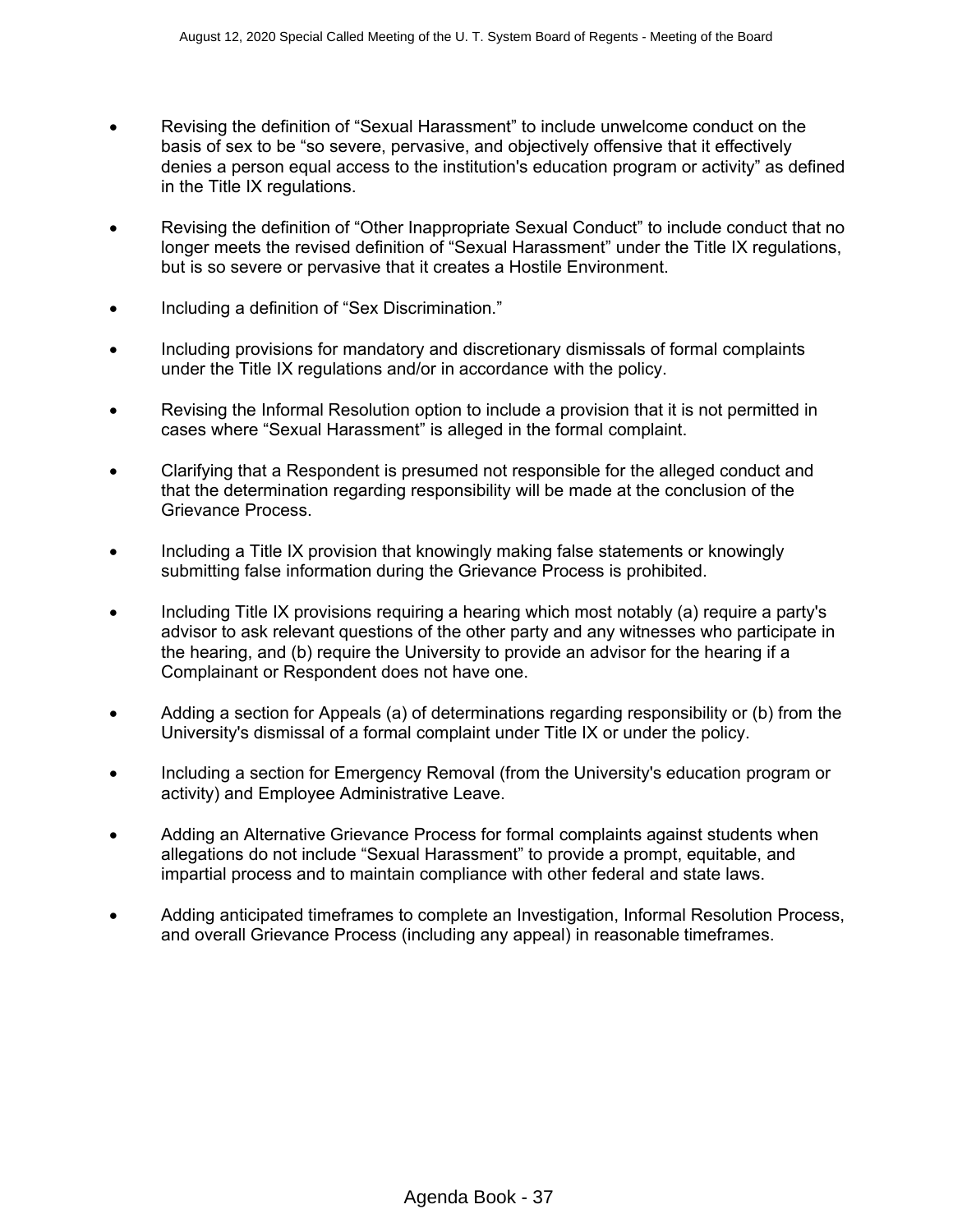- Revising the definition of “Sexual Harassment” to include unwelcome conduct on the basis of sex to be “so severe, pervasive, and objectively offensive that it effectively denies a person equal access to the institution's education program or activity” as defined in the Title IX regulations.

- Revising the definition of “Other Inappropriate Sexual Conduct” to include conduct that no longer meets the revised definition of “Sexual Harassment” under the Title IX regulations, but is so severe or pervasive that it creates a Hostile Environment.

- Including a definition of “Sex Discrimination.”

- Including provisions for mandatory and discretionary dismissals of formal complaints under the Title IX regulations and/or in accordance with the policy.

- Revising the Informal Resolution option to include a provision that it is not permitted in cases where “Sexual Harassment” is alleged in the formal complaint.

- Clarifying that a Respondent is presumed not responsible for the alleged conduct and that the determination regarding responsibility will be made at the conclusion of the Grievance Process.

- Including a Title IX provision that knowingly making false statements or knowingly submitting false information during the Grievance Process is prohibited.

- Including Title IX provisions requiring a hearing which most notably (a) require a party's advisor to ask relevant questions of the other party and any witnesses who participate in the hearing, and (b) require the University to provide an advisor for the hearing if a Complainant or Respondent does not have one.

- Adding a section for Appeals (a) of determinations regarding responsibility or (b) from the University's dismissal of a formal complaint under Title IX or under the policy.

- Including a section for Emergency Removal (from the University's education program or activity) and Employee Administrative Leave.

- Adding an Alternative Grievance Process for formal complaints against students when allegations do not include “Sexual Harassment” to provide a prompt, equitable, and impartial process and to maintain compliance with other federal and state laws.

- Adding anticipated timeframes to complete an Investigation, Informal Resolution Process, and overall Grievance Process (including any appeal) in reasonable timeframes.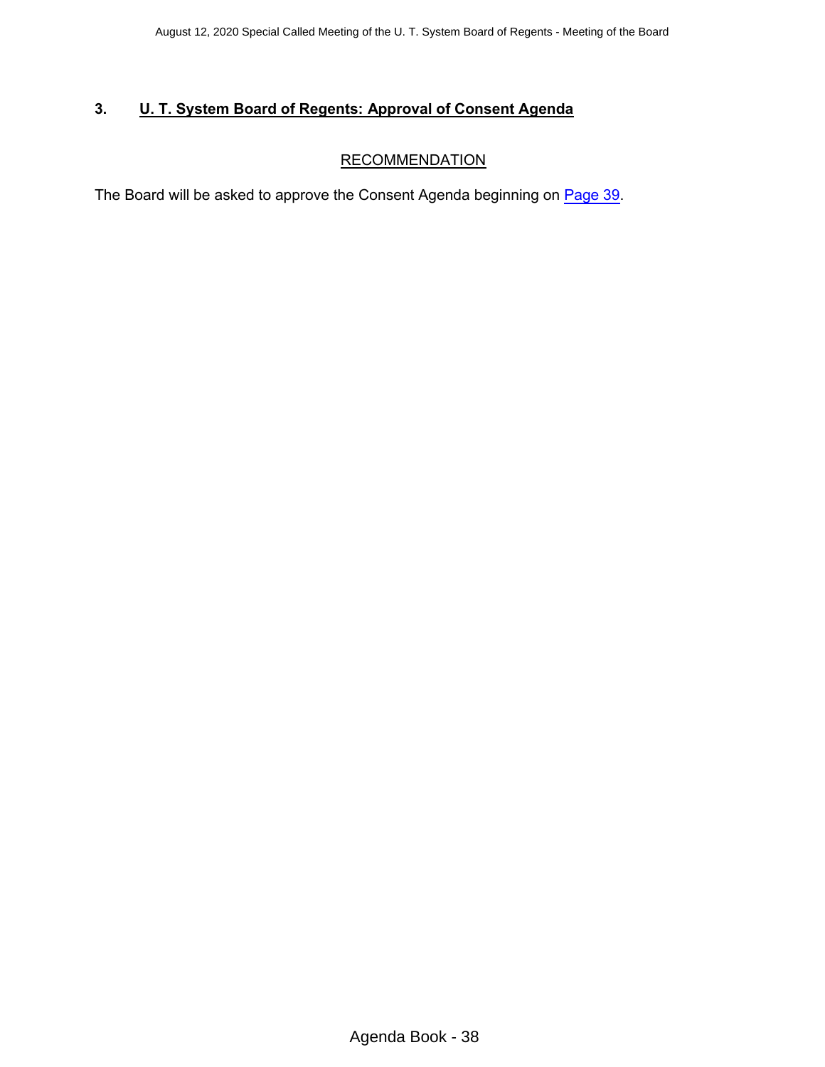## 3. U. T. System Board of Regents: Approval of Consent Agenda

RECOMMENDATION

The Board will be asked to approve the Consent Agenda beginning on Page 39.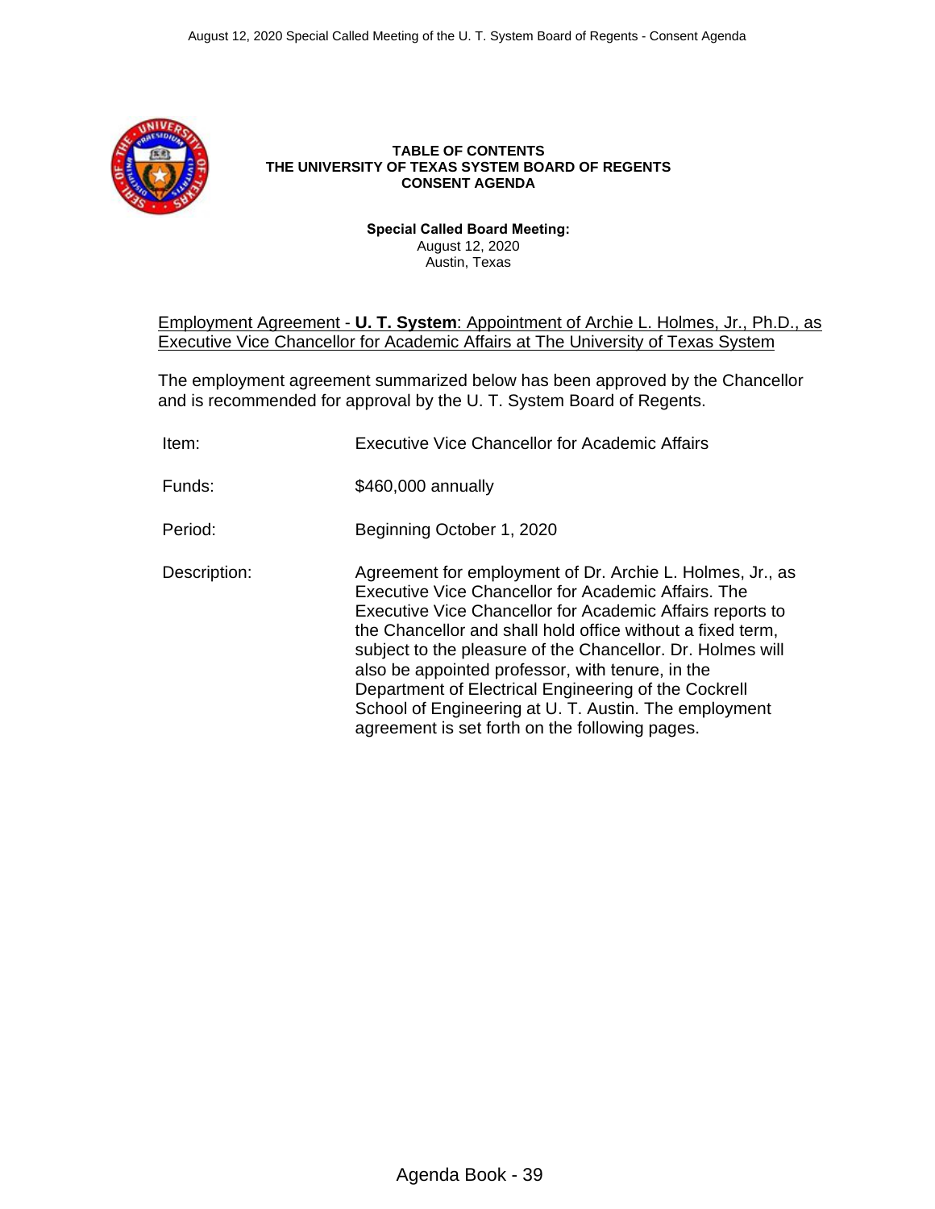**TABLE OF CONTENTS**
**THE UNIVERSITY OF TEXAS SYSTEM BOARD OF REGENTS**
**CONSENT AGENDA**

**Special Called Board Meeting:**
August 12, 2020
Austin, Texas

Employment Agreement - **U. T. System**: Appointment of Archie L. Holmes, Jr., Ph.D., as Executive Vice Chancellor for Academic Affairs at The University of Texas System

The employment agreement summarized below has been approved by the Chancellor and is recommended for approval by the U. T. System Board of Regents.

| | |
|---|---|
| Item: | Executive Vice Chancellor for Academic Affairs |
| Funds: | $460,000 annually |
| Period: | Beginning October 1, 2020 |
| Description: | Agreement for employment of Dr. Archie L. Holmes, Jr., as Executive Vice Chancellor for Academic Affairs. The Executive Vice Chancellor for Academic Affairs reports to the Chancellor and shall hold office without a fixed term, subject to the pleasure of the Chancellor. Dr. Holmes will also be appointed professor, with tenure, in the Department of Electrical Engineering of the Cockrell School of Engineering at U. T. Austin. The employment agreement is set forth on the following pages. |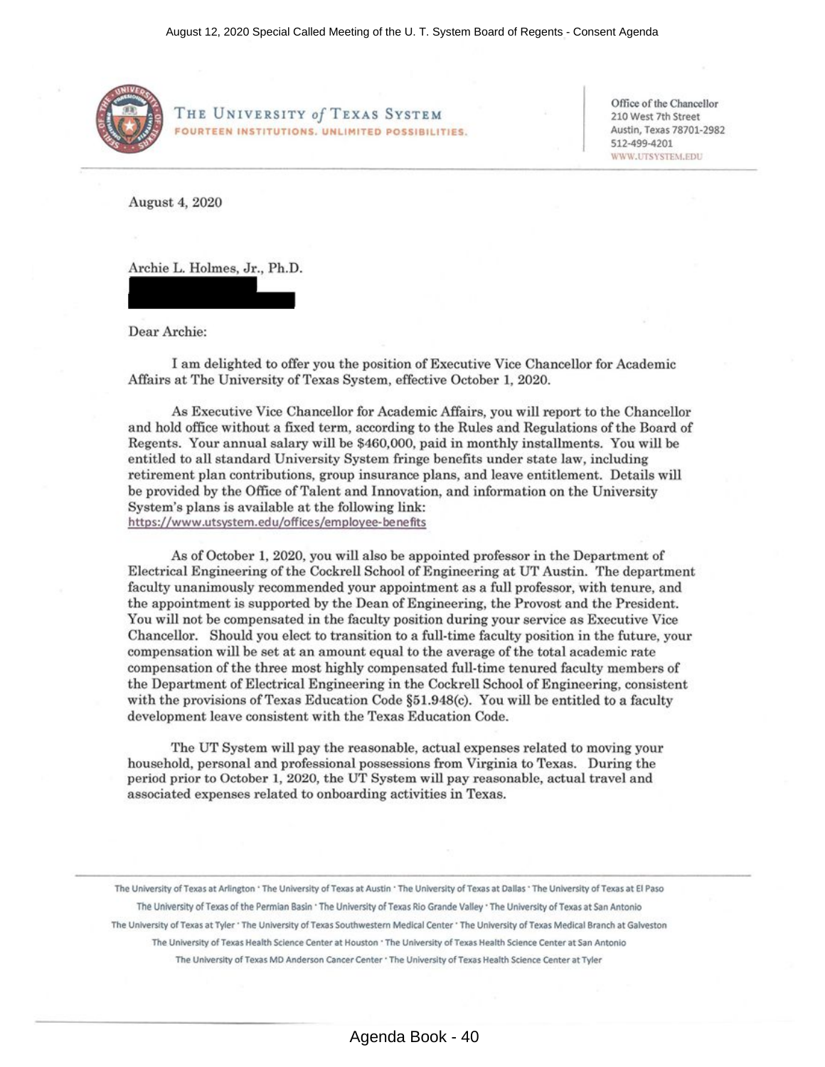THE UNIVERSITY *of* TEXAS SYSTEM
FOURTEEN INSTITUTIONS. UNLIMITED POSSIBILITIES.

Office of the Chancellor
210 West 7th Street
Austin, Texas 78701-2982
512-499-4201
WWW.UTSYSTEM.EDU

August 4, 2020

Archie L. Holmes, Jr., Ph.D.

Dear Archie:

I am delighted to offer you the position of Executive Vice Chancellor for Academic Affairs at The University of Texas System, effective October 1, 2020.

As Executive Vice Chancellor for Academic Affairs, you will report to the Chancellor and hold office without a fixed term, according to the Rules and Regulations of the Board of Regents. Your annual salary will be $460,000, paid in monthly installments. You will be entitled to all standard University System fringe benefits under state law, including retirement plan contributions, group insurance plans, and leave entitlement. Details will be provided by the Office of Talent and Innovation, and information on the University System's plans is available at the following link: https://www.utsystem.edu/offices/employee-benefits

As of October 1, 2020, you will also be appointed professor in the Department of Electrical Engineering of the Cockrell School of Engineering at UT Austin. The department faculty unanimously recommended your appointment as a full professor, with tenure, and the appointment is supported by the Dean of Engineering, the Provost and the President. You will not be compensated in the faculty position during your service as Executive Vice Chancellor. Should you elect to transition to a full-time faculty position in the future, your compensation will be set at an amount equal to the average of the total academic rate compensation of the three most highly compensated full-time tenured faculty members of the Department of Electrical Engineering in the Cockrell School of Engineering, consistent with the provisions of Texas Education Code §51.948(c). You will be entitled to a faculty development leave consistent with the Texas Education Code.

The UT System will pay the reasonable, actual expenses related to moving your household, personal and professional possessions from Virginia to Texas. During the period prior to October 1, 2020, the UT System will pay reasonable, actual travel and associated expenses related to onboarding activities in Texas.

The University of Texas at Arlington · The University of Texas at Austin · The University of Texas at Dallas · The University of Texas at El Paso
The University of Texas of the Permian Basin · The University of Texas Rio Grande Valley · The University of Texas at San Antonio
The University of Texas at Tyler · The University of Texas Southwestern Medical Center · The University of Texas Medical Branch at Galveston
The University of Texas Health Science Center at Houston · The University of Texas Health Science Center at San Antonio
The University of Texas MD Anderson Cancer Center · The University of Texas Health Science Center at Tyler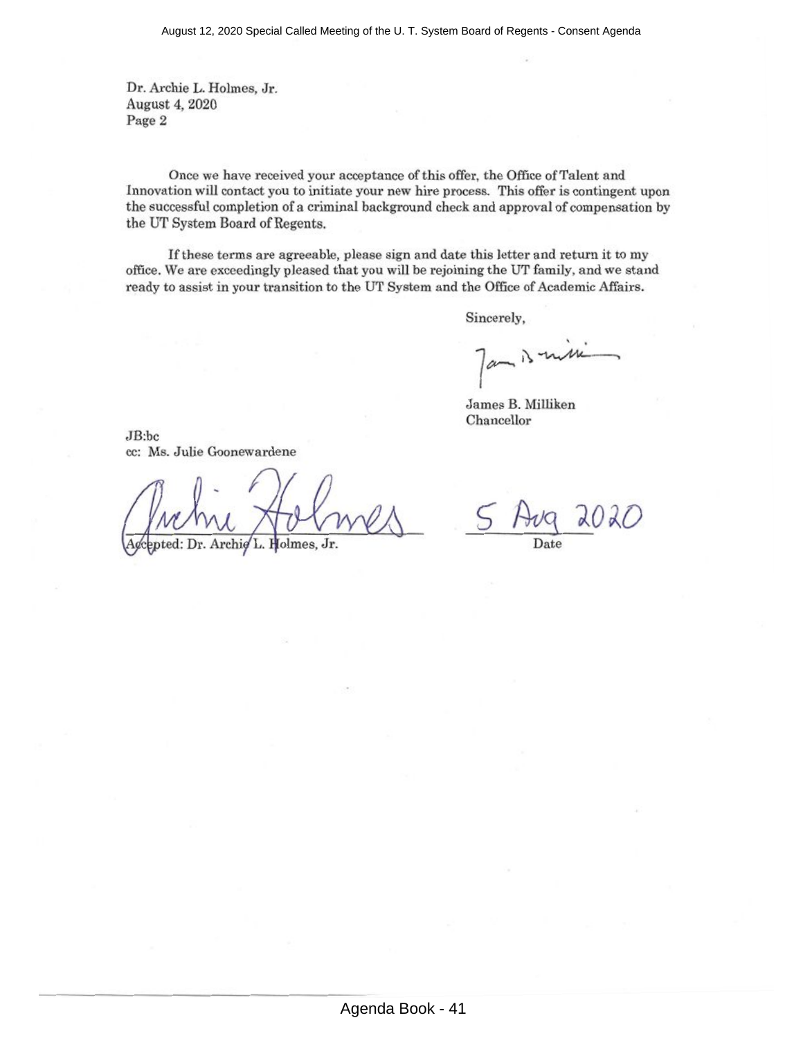Dr. Archie L. Holmes, Jr.
August 4, 2020
Page 2

Once we have received your acceptance of this offer, the Office of Talent and Innovation will contact you to initiate your new hire process. This offer is contingent upon the successful completion of a criminal background check and approval of compensation by the UT System Board of Regents.

If these terms are agreeable, please sign and date this letter and return it to my office. We are exceedingly pleased that you will be rejoining the UT family, and we stand ready to assist in your transition to the UT System and the Office of Academic Affairs.

Sincerely,

James B. Milliken
Chancellor

JB:bc
cc: Ms. Julie Goonewardene

Accepted: Dr. Archie L. Holmes, Jr.

5 Aug 2020
Date